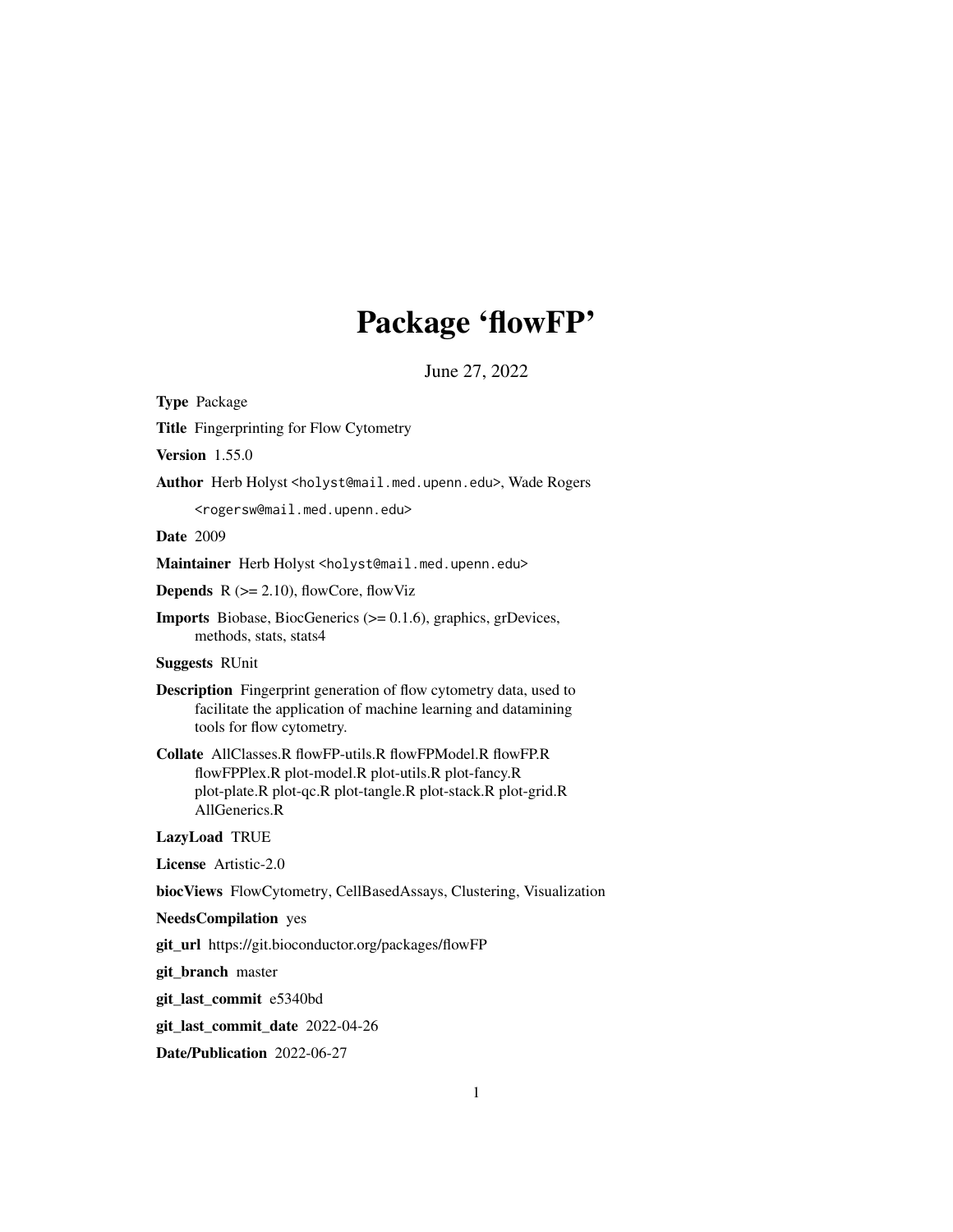# Package 'flowFP'

June 27, 2022

**Type** Package

**Title** Fingerprinting for Flow Cytometry

**Version** 1.55.0

**Author** Herb Holyst <holyst@mail.med.upenn.edu>, Wade Rogers <rogersw@mail.med.upenn.edu>

**Date** 2009

**Maintainer** Herb Holyst <holyst@mail.med.upenn.edu>

**Depends** R (>= 2.10), flowCore, flowViz

**Imports** Biobase, BiocGenerics (>= 0.1.6), graphics, grDevices, methods, stats, stats4

**Suggests** RUnit

**Description** Fingerprint generation of flow cytometry data, used to facilitate the application of machine learning and datamining tools for flow cytometry.

**Collate** AllClasses.R flowFP-utils.R flowFPModel.R flowFP.R flowFPPlex.R plot-model.R plot-utils.R plot-fancy.R plot-plate.R plot-qc.R plot-tangle.R plot-stack.R plot-grid.R AllGenerics.R

**LazyLoad** TRUE

**License** Artistic-2.0

**biocViews** FlowCytometry, CellBasedAssays, Clustering, Visualization

**NeedsCompilation** yes

**git_url** https://git.bioconductor.org/packages/flowFP

**git_branch** master

**git_last_commit** e5340bd

**git_last_commit_date** 2022-04-26

**Date/Publication** 2022-06-27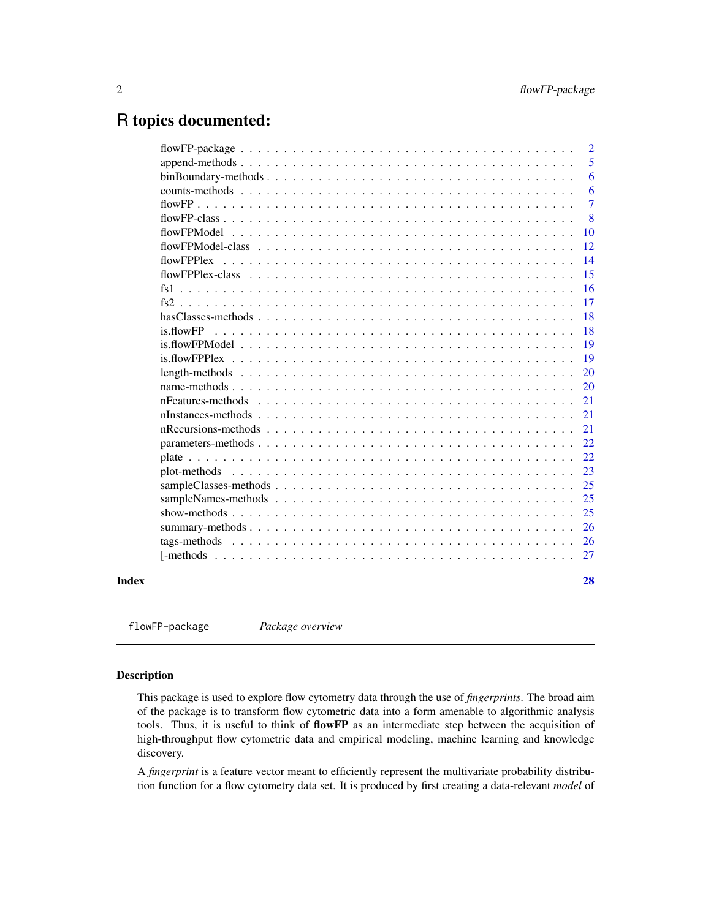# R topics documented:

| | |
|---|---|
| flowFP-package | 2 |
| append-methods | 5 |
| binBoundary-methods | 6 |
| counts-methods | 6 |
| flowFP | 7 |
| flowFP-class | 8 |
| flowFPModel | 10 |
| flowFPModel-class | 12 |
| flowFPPlex | 14 |
| flowFPPlex-class | 15 |
| fs1 | 16 |
| fs2 | 17 |
| hasClasses-methods | 18 |
| is.flowFP | 18 |
| is.flowFPModel | 19 |
| is.flowFPPlex | 19 |
| length-methods | 20 |
| name-methods | 20 |
| nFeatures-methods | 21 |
| nInstances-methods | 21 |
| nRecursions-methods | 21 |
| parameters-methods | 22 |
| plate | 22 |
| plot-methods | 23 |
| sampleClasses-methods | 25 |
| sampleNames-methods | 25 |
| show-methods | 25 |
| summary-methods | 26 |
| tags-methods | 26 |
| [-methods | 27 |

**Index** **28**

---

`flowFP-package` *Package overview*

---

## Description

This package is used to explore flow cytometry data through the use of *fingerprints*. The broad aim of the package is to transform flow cytometric data into a form amenable to algorithmic analysis tools. Thus, it is useful to think of **flowFP** as an intermediate step between the acquisition of high-throughput flow cytometric data and empirical modeling, machine learning and knowledge discovery.

A *fingerprint* is a feature vector meant to efficiently represent the multivariate probability distribution function for a flow cytometry data set. It is produced by first creating a data-relevant *model* of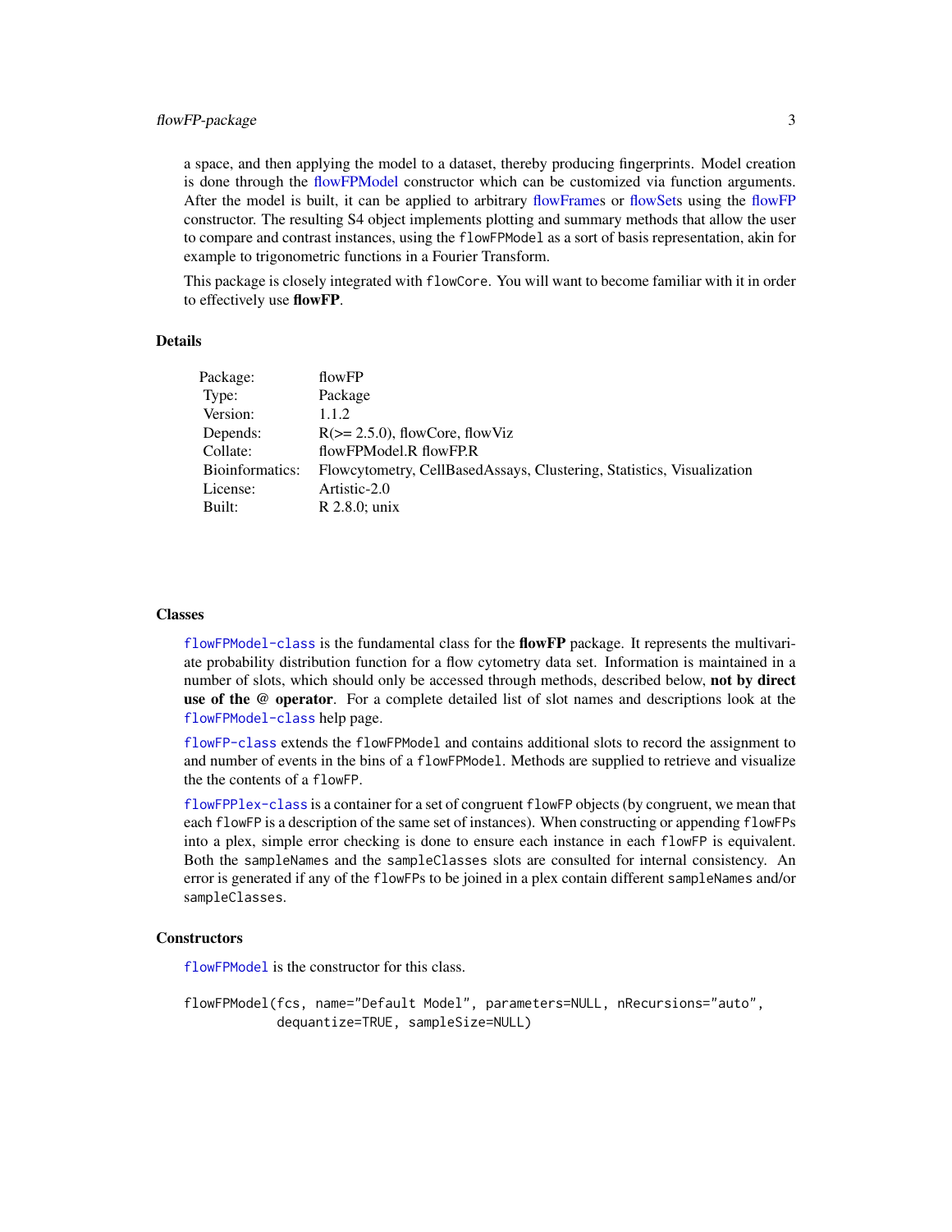a space, and then applying the model to a dataset, thereby producing fingerprints. Model creation is done through the flowFPModel constructor which can be customized via function arguments. After the model is built, it can be applied to arbitrary flowFrames or flowSets using the flowFP constructor. The resulting S4 object implements plotting and summary methods that allow the user to compare and contrast instances, using the `flowFPModel` as a sort of basis representation, akin for example to trigonometric functions in a Fourier Transform.

This package is closely integrated with `flowCore`. You will want to become familiar with it in order to effectively use **flowFP**.

### Details

| | |
|---|---|
| Package: | flowFP |
| Type: | Package |
| Version: | 1.1.2 |
| Depends: | R(>= 2.5.0), flowCore, flowViz |
| Collate: | flowFPModel.R flowFP.R |
| Bioinformatics: | Flowcytometry, CellBasedAssays, Clustering, Statistics, Visualization |
| License: | Artistic-2.0 |
| Built: | R 2.8.0; unix |

### Classes

`flowFPModel-class` is the fundamental class for the **flowFP** package. It represents the multivariate probability distribution function for a flow cytometry data set. Information is maintained in a number of slots, which should only be accessed through methods, described below, **not by direct use of the @ operator**. For a complete detailed list of slot names and descriptions look at the `flowFPModel-class` help page.

`flowFP-class` extends the `flowFPModel` and contains additional slots to record the assignment to and number of events in the bins of a `flowFPModel`. Methods are supplied to retrieve and visualize the the contents of a `flowFP`.

`flowFPPlex-class` is a container for a set of congruent `flowFP` objects (by congruent, we mean that each `flowFP` is a description of the same set of instances). When constructing or appending `flowFP`s into a plex, simple error checking is done to ensure each instance in each `flowFP` is equivalent. Both the `sampleNames` and the `sampleClasses` slots are consulted for internal consistency. An error is generated if any of the `flowFP`s to be joined in a plex contain different `sampleNames` and/or `sampleClasses`.

### Constructors

`flowFPModel` is the constructor for this class.

```
flowFPModel(fcs, name="Default Model", parameters=NULL, nRecursions="auto",
            dequantize=TRUE, sampleSize=NULL)
```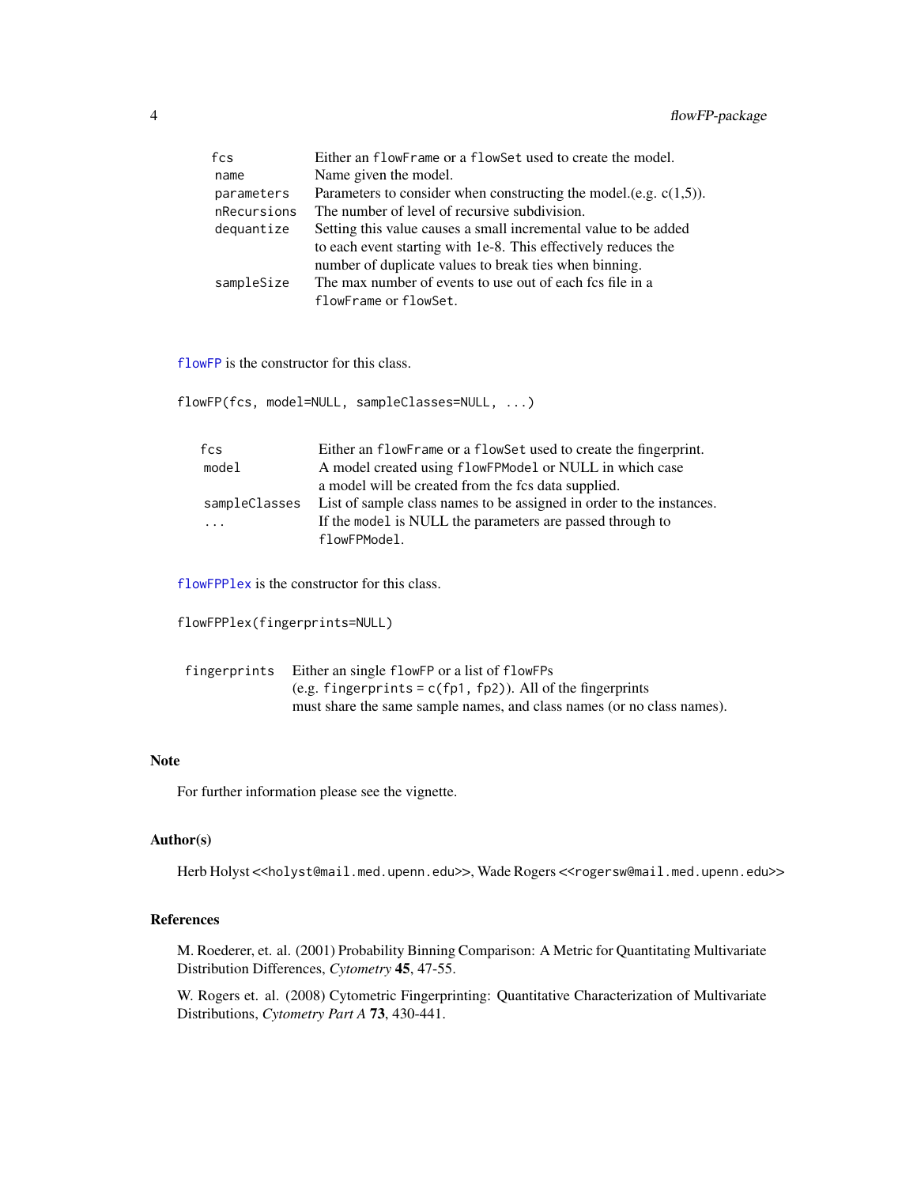| | |
|---|---|
| `fcs` | Either an `flowFrame` or a `flowSet` used to create the model. |
| `name` | Name given the model. |
| `parameters` | Parameters to consider when constructing the model.(e.g. c(1,5)). |
| `nRecursions` | The number of level of recursive subdivision. |
| `dequantize` | Setting this value causes a small incremental value to be added to each event starting with 1e-8. This effectively reduces the number of duplicate values to break ties when binning. |
| `sampleSize` | The max number of events to use out of each fcs file in a `flowFrame` or `flowSet`. |

`flowFP` is the constructor for this class.

```
flowFP(fcs, model=NULL, sampleClasses=NULL, ...)
```

| | |
|---|---|
| `fcs` | Either an `flowFrame` or a `flowSet` used to create the fingerprint. |
| `model` | A model created using `flowFPModel` or NULL in which case a model will be created from the fcs data supplied. |
| `sampleClasses` | List of sample class names to be assigned in order to the instances. |
| `...` | If the `model` is NULL the parameters are passed through to `flowFPModel`. |

`flowFPPlex` is the constructor for this class.

```
flowFPPlex(fingerprints=NULL)
```

| | |
|---|---|
| `fingerprints` | Either an single `flowFP` or a list of `flowFPs` (e.g. `fingerprints = c(fp1, fp2)`). All of the fingerprints must share the same sample names, and class names (or no class names). |

### Note

For further information please see the vignette.

### Author(s)

Herb Holyst <<holyst@mail.med.upenn.edu>>, Wade Rogers <<rogersw@mail.med.upenn.edu>>

### References

M. Roederer, et. al. (2001) Probability Binning Comparison: A Metric for Quantitating Multivariate Distribution Differences, *Cytometry* **45**, 47-55.

W. Rogers et. al. (2008) Cytometric Fingerprinting: Quantitative Characterization of Multivariate Distributions, *Cytometry Part A* **73**, 430-441.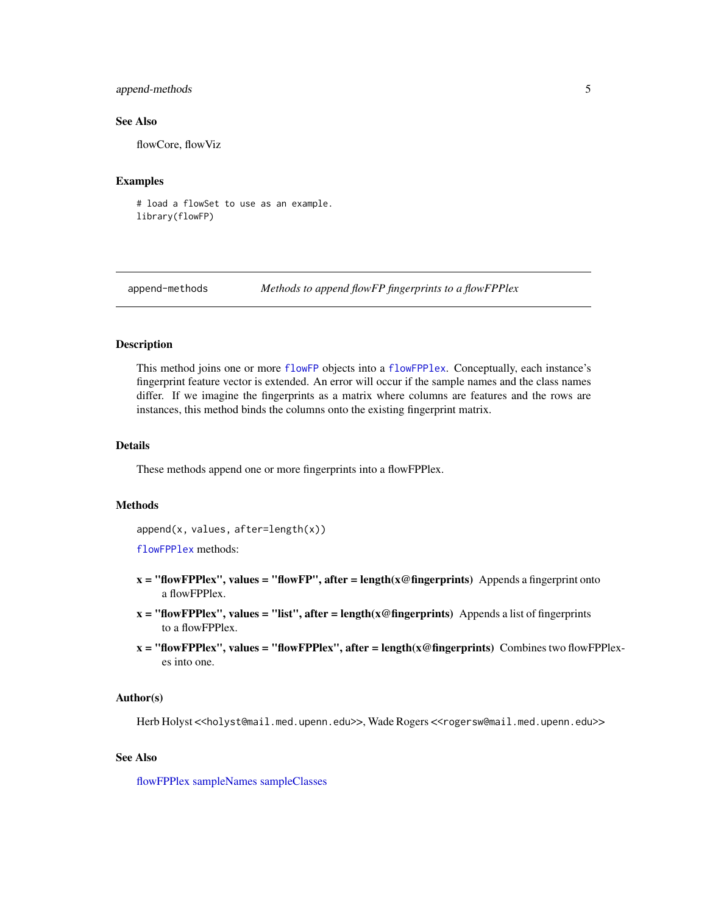### See Also

flowCore, flowViz

### Examples

```
# load a flowSet to use as an example.
library(flowFP)
```

---

## append-methods *Methods to append flowFP fingerprints to a flowFPPlex*

---

### Description

This method joins one or more `flowFP` objects into a `flowFPPlex`. Conceptually, each instance's fingerprint feature vector is extended. An error will occur if the sample names and the class names differ. If we imagine the fingerprints as a matrix where columns are features and the rows are instances, this method binds the columns onto the existing fingerprint matrix.

### Details

These methods append one or more fingerprints into a flowFPPlex.

### Methods

`append(x, values, after=length(x))`

`flowFPPlex` methods:

**x = "flowFPPlex", values = "flowFP", after = length(x@fingerprints)** Appends a fingerprint onto a flowFPPlex.

**x = "flowFPPlex", values = "list", after = length(x@fingerprints)** Appends a list of fingerprints to a flowFPPlex.

**x = "flowFPPlex", values = "flowFPPlex", after = length(x@fingerprints)** Combines two flowFPPlex-es into one.

### Author(s)

Herb Holyst <<holyst@mail.med.upenn.edu>>, Wade Rogers <<rogersw@mail.med.upenn.edu>>

### See Also

flowFPPlex sampleNames sampleClasses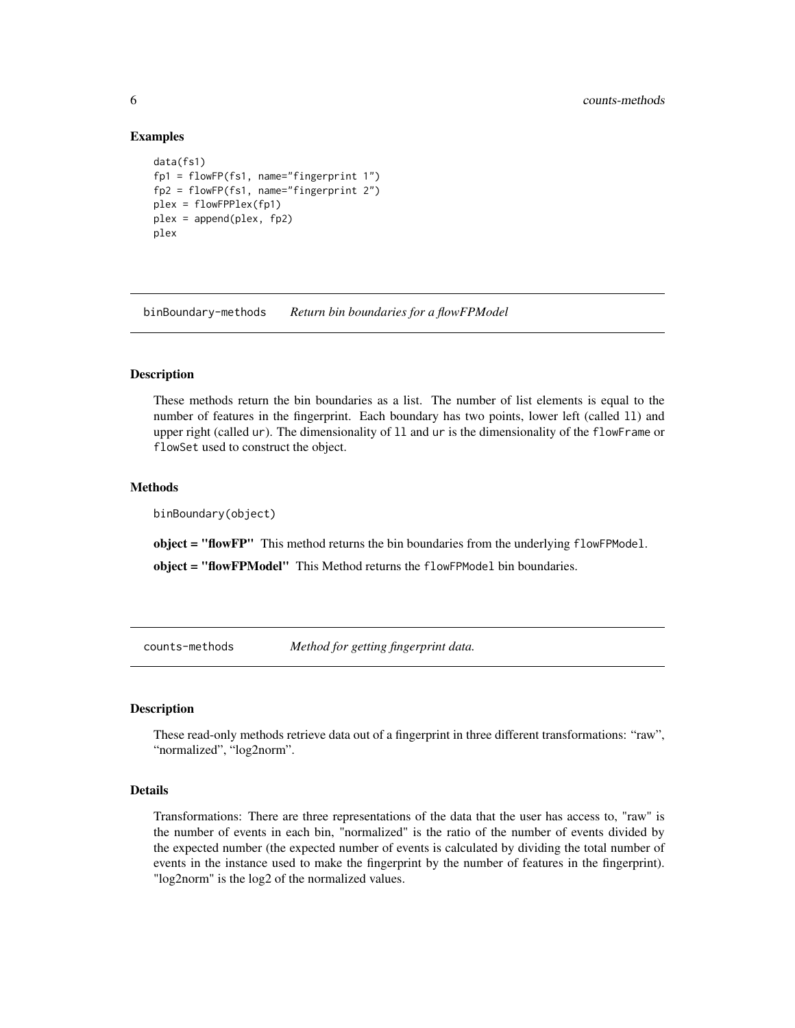## Examples

```
data(fs1)
fp1 = flowFP(fs1, name="fingerprint 1")
fp2 = flowFP(fs1, name="fingerprint 2")
plex = flowFPPlex(fp1)
plex = append(plex, fp2)
plex
```

---

# binBoundary-methods *Return bin boundaries for a flowFPModel*

## Description

These methods return the bin boundaries as a list. The number of list elements is equal to the number of features in the fingerprint. Each boundary has two points, lower left (called `ll`) and upper right (called `ur`). The dimensionality of `ll` and `ur` is the dimensionality of the `flowFrame` or `flowSet` used to construct the object.

## Methods

`binBoundary(object)`

**object = "flowFP"** This method returns the bin boundaries from the underlying `flowFPModel`.

**object = "flowFPModel"** This Method returns the `flowFPModel` bin boundaries.

---

# counts-methods *Method for getting fingerprint data.*

## Description

These read-only methods retrieve data out of a fingerprint in three different transformations: "raw", "normalized", "log2norm".

## Details

Transformations: There are three representations of the data that the user has access to, "raw" is the number of events in each bin, "normalized" is the ratio of the number of events divided by the expected number (the expected number of events is calculated by dividing the total number of events in the instance used to make the fingerprint by the number of features in the fingerprint). "log2norm" is the log2 of the normalized values.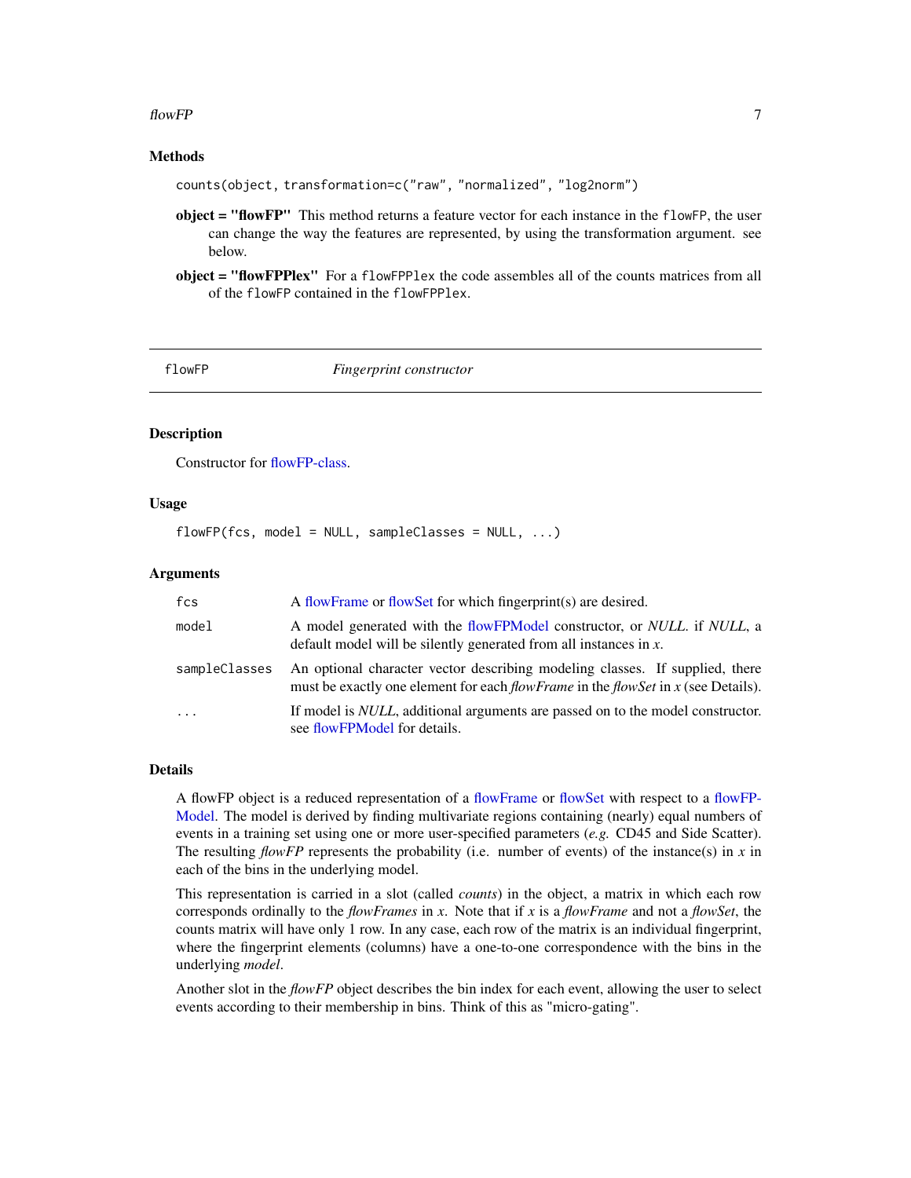### Methods

```
counts(object, transformation=c("raw", "normalized", "log2norm")
```

**object = "flowFP"** This method returns a feature vector for each instance in the `flowFP`, the user can change the way the features are represented, by using the transformation argument. see below.

**object = "flowFPPlex"** For a `flowFPPlex` the code assembles all of the counts matrices from all of the `flowFP` contained in the `flowFPPlex`.

---

## flowFP    *Fingerprint constructor*

---

### Description

Constructor for flowFP-class.

### Usage

```
flowFP(fcs, model = NULL, sampleClasses = NULL, ...)
```

### Arguments

| Argument | Description |
|---|---|
| `fcs` | A flowFrame or flowSet for which fingerprint(s) are desired. |
| `model` | A model generated with the flowFPModel constructor, or *NULL*. if *NULL*, a default model will be silently generated from all instances in *x*. |
| `sampleClasses` | An optional character vector describing modeling classes. If supplied, there must be exactly one element for each *flowFrame* in the *flowSet* in *x* (see Details). |
| `...` | If model is *NULL*, additional arguments are passed on to the model constructor. see flowFPModel for details. |

### Details

A flowFP object is a reduced representation of a flowFrame or flowSet with respect to a flowFP-Model. The model is derived by finding multivariate regions containing (nearly) equal numbers of events in a training set using one or more user-specified parameters (*e.g.* CD45 and Side Scatter). The resulting *flowFP* represents the probability (i.e. number of events) of the instance(s) in *x* in each of the bins in the underlying model.

This representation is carried in a slot (called *counts*) in the object, a matrix in which each row corresponds ordinally to the *flowFrames* in *x*. Note that if *x* is a *flowFrame* and not a *flowSet*, the counts matrix will have only 1 row. In any case, each row of the matrix is an individual fingerprint, where the fingerprint elements (columns) have a one-to-one correspondence with the bins in the underlying *model*.

Another slot in the *flowFP* object describes the bin index for each event, allowing the user to select events according to their membership in bins. Think of this as "micro-gating".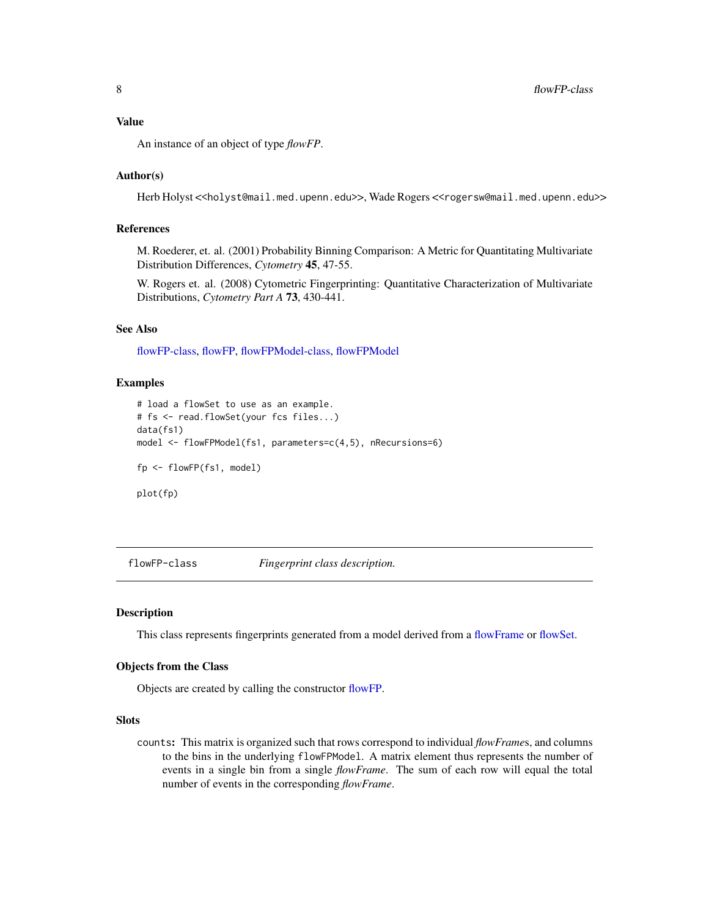## Value

An instance of an object of type *flowFP*.

## Author(s)

Herb Holyst <<holyst@mail.med.upenn.edu>>, Wade Rogers <<rogersw@mail.med.upenn.edu>>

## References

M. Roederer, et. al. (2001) Probability Binning Comparison: A Metric for Quantitating Multivariate Distribution Differences, *Cytometry* **45**, 47-55.

W. Rogers et. al. (2008) Cytometric Fingerprinting: Quantitative Characterization of Multivariate Distributions, *Cytometry Part A* **73**, 430-441.

## See Also

flowFP-class, flowFP, flowFPModel-class, flowFPModel

## Examples

```
# load a flowSet to use as an example.
# fs <- read.flowSet(your fcs files...)
data(fs1)
model <- flowFPModel(fs1, parameters=c(4,5), nRecursions=6)

fp <- flowFP(fs1, model)

plot(fp)
```

---

# flowFP-class *Fingerprint class description.*

---

## Description

This class represents fingerprints generated from a model derived from a flowFrame or flowSet.

## Objects from the Class

Objects are created by calling the constructor flowFP.

## Slots

**counts:** This matrix is organized such that rows correspond to individual *flowFrame*s, and columns to the bins in the underlying `flowFPModel`. A matrix element thus represents the number of events in a single bin from a single *flowFrame*. The sum of each row will equal the total number of events in the corresponding *flowFrame*.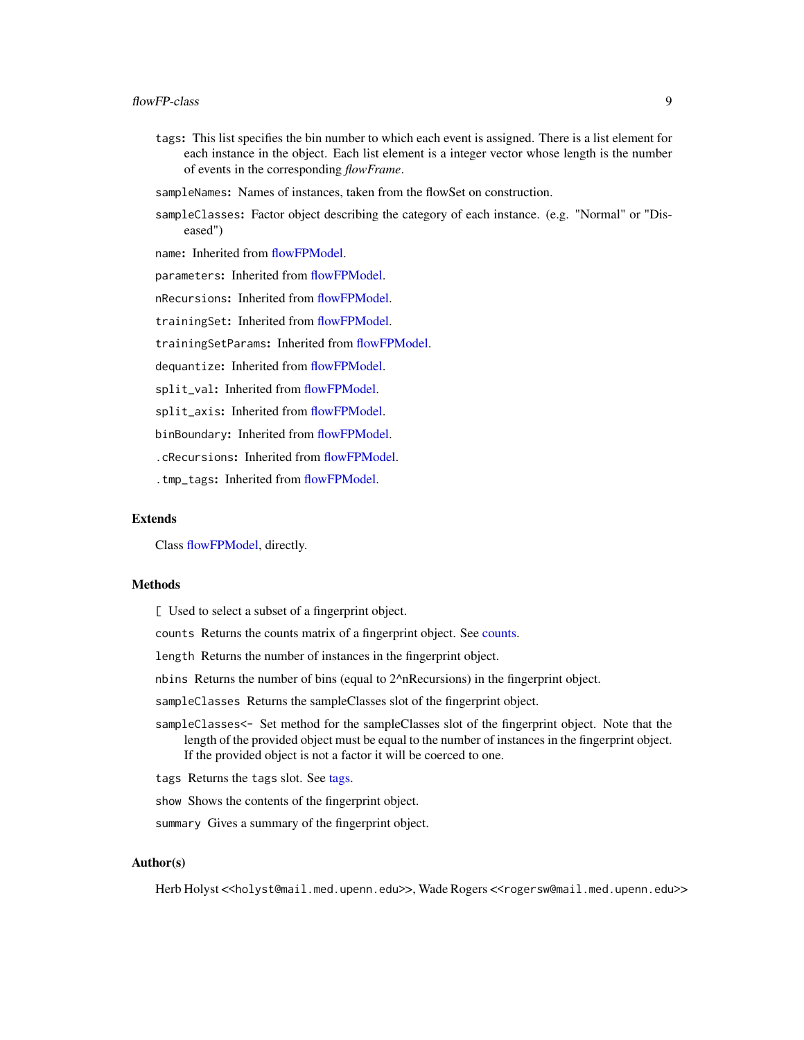`tags`: This list specifies the bin number to which each event is assigned. There is a list element for each instance in the object. Each list element is a integer vector whose length is the number of events in the corresponding *flowFrame*.

`sampleNames`: Names of instances, taken from the flowSet on construction.

`sampleClasses`: Factor object describing the category of each instance. (e.g. "Normal" or "Diseased")

`name`: Inherited from flowFPModel.

`parameters`: Inherited from flowFPModel.

`nRecursions`: Inherited from flowFPModel.

`trainingSet`: Inherited from flowFPModel.

`trainingSetParams`: Inherited from flowFPModel.

`dequantize`: Inherited from flowFPModel.

`split_val`: Inherited from flowFPModel.

`split_axis`: Inherited from flowFPModel.

`binBoundary`: Inherited from flowFPModel.

`.cRecursions`: Inherited from flowFPModel.

`.tmp_tags`: Inherited from flowFPModel.

## Extends

Class flowFPModel, directly.

## Methods

`[` Used to select a subset of a fingerprint object.

`counts` Returns the counts matrix of a fingerprint object. See counts.

`length` Returns the number of instances in the fingerprint object.

`nbins` Returns the number of bins (equal to 2^nRecursions) in the fingerprint object.

`sampleClasses` Returns the sampleClasses slot of the fingerprint object.

`sampleClasses<-` Set method for the sampleClasses slot of the fingerprint object. Note that the length of the provided object must be equal to the number of instances in the fingerprint object. If the provided object is not a factor it will be coerced to one.

`tags` Returns the `tags` slot. See tags.

`show` Shows the contents of the fingerprint object.

`summary` Gives a summary of the fingerprint object.

## Author(s)

Herb Holyst <<holyst@mail.med.upenn.edu>>, Wade Rogers <<rogersw@mail.med.upenn.edu>>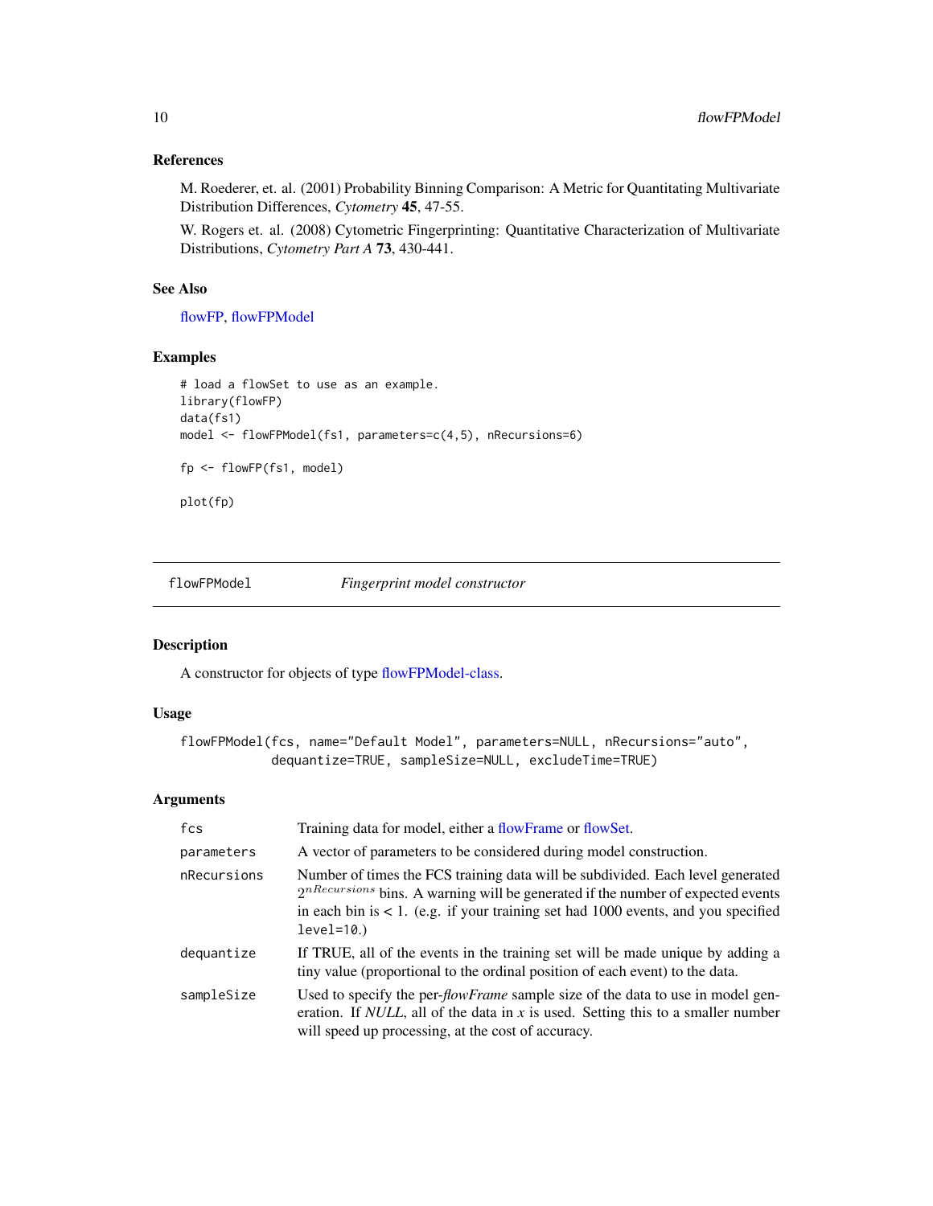### References

M. Roederer, et. al. (2001) Probability Binning Comparison: A Metric for Quantitating Multivariate Distribution Differences, *Cytometry* **45**, 47-55.

W. Rogers et. al. (2008) Cytometric Fingerprinting: Quantitative Characterization of Multivariate Distributions, *Cytometry Part A* **73**, 430-441.

### See Also

flowFP, flowFPModel

### Examples

```
# load a flowSet to use as an example.
library(flowFP)
data(fs1)
model <- flowFPModel(fs1, parameters=c(4,5), nRecursions=6)

fp <- flowFP(fs1, model)

plot(fp)
```

---

## flowFPModel — *Fingerprint model constructor*

---

### Description

A constructor for objects of type flowFPModel-class.

### Usage

```
flowFPModel(fcs, name="Default Model", parameters=NULL, nRecursions="auto",
           dequantize=TRUE, sampleSize=NULL, excludeTime=TRUE)
```

### Arguments

| | |
|---|---|
| `fcs` | Training data for model, either a flowFrame or flowSet. |
| `parameters` | A vector of parameters to be considered during model construction. |
| `nRecursions` | Number of times the FCS training data will be subdivided. Each level generated $2^{nRecursions}$ bins. A warning will be generated if the number of expected events in each bin is < 1. (e.g. if your training set had 1000 events, and you specified `level=10`.) |
| `dequantize` | If TRUE, all of the events in the training set will be made unique by adding a tiny value (proportional to the ordinal position of each event) to the data. |
| `sampleSize` | Used to specify the per-*flowFrame* sample size of the data to use in model generation. If *NULL*, all of the data in *x* is used. Setting this to a smaller number will speed up processing, at the cost of accuracy. |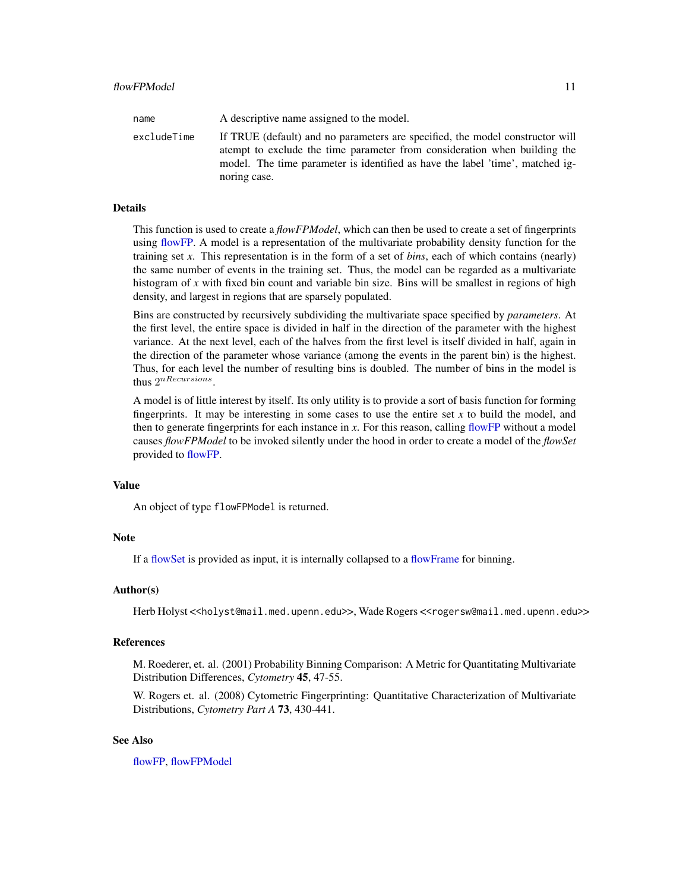| | |
|---|---|
| name | A descriptive name assigned to the model. |
| excludeTime | If TRUE (default) and no parameters are specified, the model constructor will atempt to exclude the time parameter from consideration when building the model. The time parameter is identified as have the label 'time', matched ignoring case. |

## Details

This function is used to create a *flowFPModel*, which can then be used to create a set of fingerprints using flowFP. A model is a representation of the multivariate probability density function for the training set *x*. This representation is in the form of a set of *bins*, each of which contains (nearly) the same number of events in the training set. Thus, the model can be regarded as a multivariate histogram of *x* with fixed bin count and variable bin size. Bins will be smallest in regions of high density, and largest in regions that are sparsely populated.

Bins are constructed by recursively subdividing the multivariate space specified by *parameters*. At the first level, the entire space is divided in half in the direction of the parameter with the highest variance. At the next level, each of the halves from the first level is itself divided in half, again in the direction of the parameter whose variance (among the events in the parent bin) is the highest. Thus, for each level the number of resulting bins is doubled. The number of bins in the model is thus $2^{nRecursions}$.

A model is of little interest by itself. Its only utility is to provide a sort of basis function for forming fingerprints. It may be interesting in some cases to use the entire set *x* to build the model, and then to generate fingerprints for each instance in *x*. For this reason, calling flowFP without a model causes *flowFPModel* to be invoked silently under the hood in order to create a model of the *flowSet* provided to flowFP.

## Value

An object of type `flowFPModel` is returned.

## Note

If a flowSet is provided as input, it is internally collapsed to a flowFrame for binning.

## Author(s)

Herb Holyst <<`holyst@mail.med.upenn.edu`>>, Wade Rogers <<`rogersw@mail.med.upenn.edu`>>

## References

M. Roederer, et. al. (2001) Probability Binning Comparison: A Metric for Quantitating Multivariate Distribution Differences, *Cytometry* **45**, 47-55.

W. Rogers et. al. (2008) Cytometric Fingerprinting: Quantitative Characterization of Multivariate Distributions, *Cytometry Part A* **73**, 430-441.

## See Also

flowFP, flowFPModel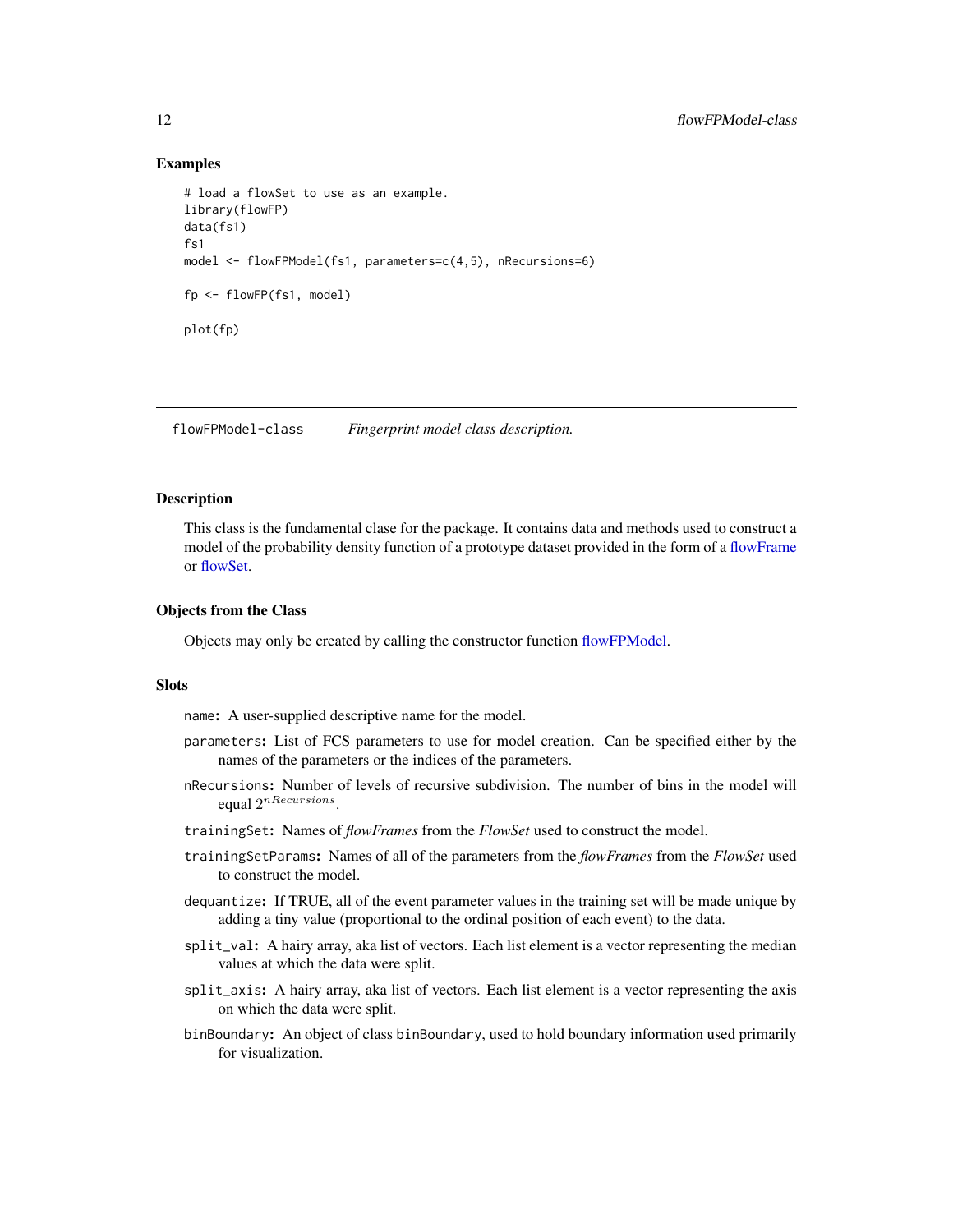### Examples

```
# load a flowSet to use as an example.
library(flowFP)
data(fs1)
fs1
model <- flowFPModel(fs1, parameters=c(4,5), nRecursions=6)

fp <- flowFP(fs1, model)

plot(fp)
```

---

## flowFPModel-class *Fingerprint model class description.*

---

### Description

This class is the fundamental clase for the package. It contains data and methods used to construct a model of the probability density function of a prototype dataset provided in the form of a flowFrame or flowSet.

### Objects from the Class

Objects may only be created by calling the constructor function flowFPModel.

### Slots

`name`**:** A user-supplied descriptive name for the model.

`parameters`**:** List of FCS parameters to use for model creation. Can be specified either by the names of the parameters or the indices of the parameters.

`nRecursions`**:** Number of levels of recursive subdivision. The number of bins in the model will equal $2^{nRecursions}$.

`trainingSet`**:** Names of *flowFrames* from the *FlowSet* used to construct the model.

`trainingSetParams`**:** Names of all of the parameters from the *flowFrames* from the *FlowSet* used to construct the model.

`dequantize`**:** If TRUE, all of the event parameter values in the training set will be made unique by adding a tiny value (proportional to the ordinal position of each event) to the data.

`split_val`**:** A hairy array, aka list of vectors. Each list element is a vector representing the median values at which the data were split.

`split_axis`**:** A hairy array, aka list of vectors. Each list element is a vector representing the axis on which the data were split.

`binBoundary`**:** An object of class `binBoundary`, used to hold boundary information used primarily for visualization.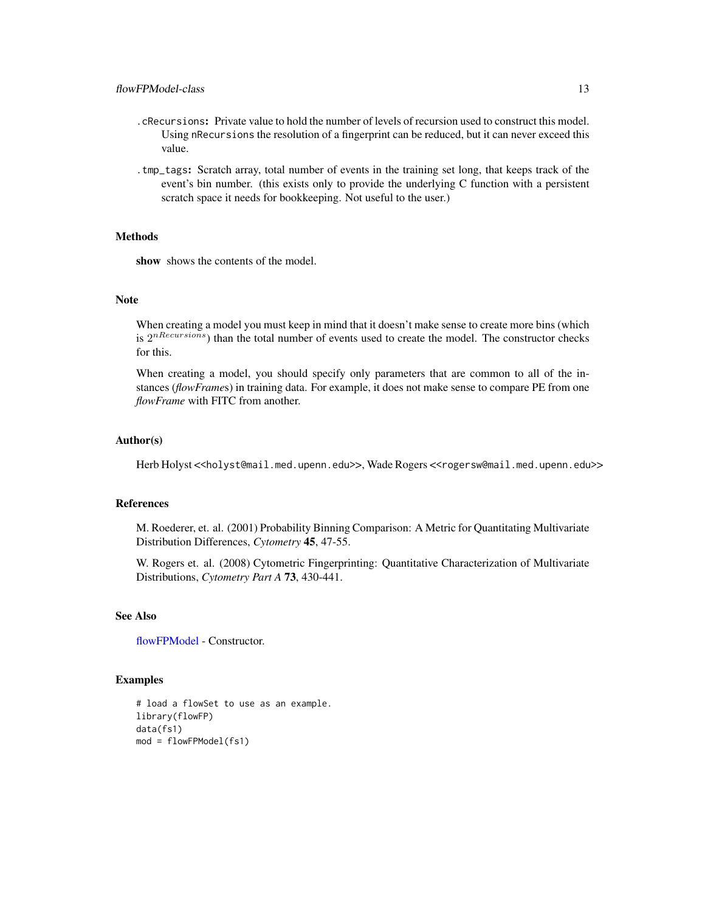.cRecursions: Private value to hold the number of levels of recursion used to construct this model. Using nRecursions the resolution of a fingerprint can be reduced, but it can never exceed this value.

.tmp_tags: Scratch array, total number of events in the training set long, that keeps track of the event's bin number. (this exists only to provide the underlying C function with a persistent scratch space it needs for bookkeeping. Not useful to the user.)

## Methods

**show** shows the contents of the model.

## Note

When creating a model you must keep in mind that it doesn't make sense to create more bins (which is $2^{nRecursions}$) than the total number of events used to create the model. The constructor checks for this.

When creating a model, you should specify only parameters that are common to all of the instances (*flowFrame*s) in training data. For example, it does not make sense to compare PE from one *flowFrame* with FITC from another.

## Author(s)

Herb Holyst <<holyst@mail.med.upenn.edu>>, Wade Rogers <<rogersw@mail.med.upenn.edu>>

## References

M. Roederer, et. al. (2001) Probability Binning Comparison: A Metric for Quantitating Multivariate Distribution Differences, *Cytometry* **45**, 47-55.

W. Rogers et. al. (2008) Cytometric Fingerprinting: Quantitative Characterization of Multivariate Distributions, *Cytometry Part A* **73**, 430-441.

## See Also

flowFPModel - Constructor.

## Examples

```
# load a flowSet to use as an example.
library(flowFP)
data(fs1)
mod = flowFPModel(fs1)
```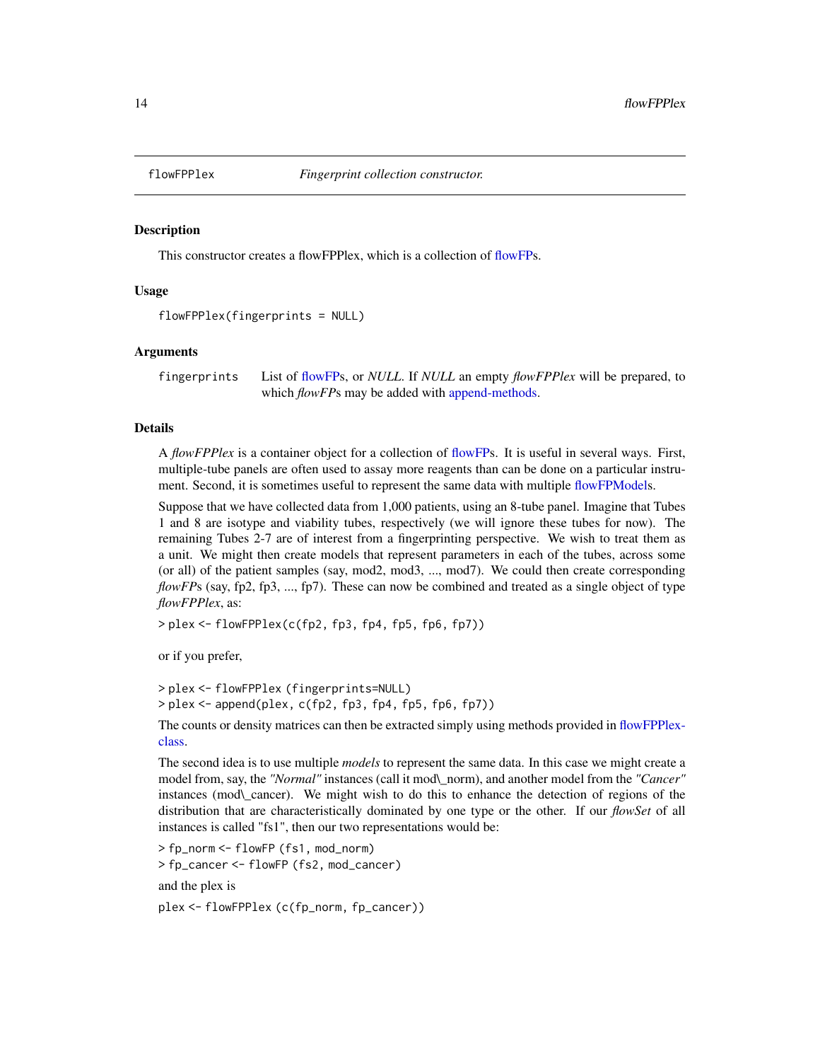flowFPPlex — *Fingerprint collection constructor.*

## Description

This constructor creates a flowFPPlex, which is a collection of flowFPs.

## Usage

```
flowFPPlex(fingerprints = NULL)
```

## Arguments

fingerprints — List of flowFPs, or *NULL*. If *NULL* an empty *flowFPPlex* will be prepared, to which *flowFP*s may be added with append-methods.

## Details

A *flowFPPlex* is a container object for a collection of flowFPs. It is useful in several ways. First, multiple-tube panels are often used to assay more reagents than can be done on a particular instrument. Second, it is sometimes useful to represent the same data with multiple flowFPModels.

Suppose that we have collected data from 1,000 patients, using an 8-tube panel. Imagine that Tubes 1 and 8 are isotype and viability tubes, respectively (we will ignore these tubes for now). The remaining Tubes 2-7 are of interest from a fingerprinting perspective. We wish to treat them as a unit. We might then create models that represent parameters in each of the tubes, across some (or all) of the patient samples (say, mod2, mod3, ..., mod7). We could then create corresponding *flowFP*s (say, fp2, fp3, ..., fp7). These can now be combined and treated as a single object of type *flowFPPlex*, as:

```
> plex <- flowFPPlex(c(fp2, fp3, fp4, fp5, fp6, fp7))
```

or if you prefer,

```
> plex <- flowFPPlex (fingerprints=NULL)
> plex <- append(plex, c(fp2, fp3, fp4, fp5, fp6, fp7))
```

The counts or density matrices can then be extracted simply using methods provided in flowFPPlex-class.

The second idea is to use multiple *models* to represent the same data. In this case we might create a model from, say, the *"Normal"* instances (call it mod_norm), and another model from the *"Cancer"* instances (mod_cancer). We might wish to do this to enhance the detection of regions of the distribution that are characteristically dominated by one type or the other. If our *flowSet* of all instances is called "fs1", then our two representations would be:

```
> fp_norm <- flowFP (fs1, mod_norm)
> fp_cancer <- flowFP (fs2, mod_cancer)
```

and the plex is

```
plex <- flowFPPlex (c(fp_norm, fp_cancer))
```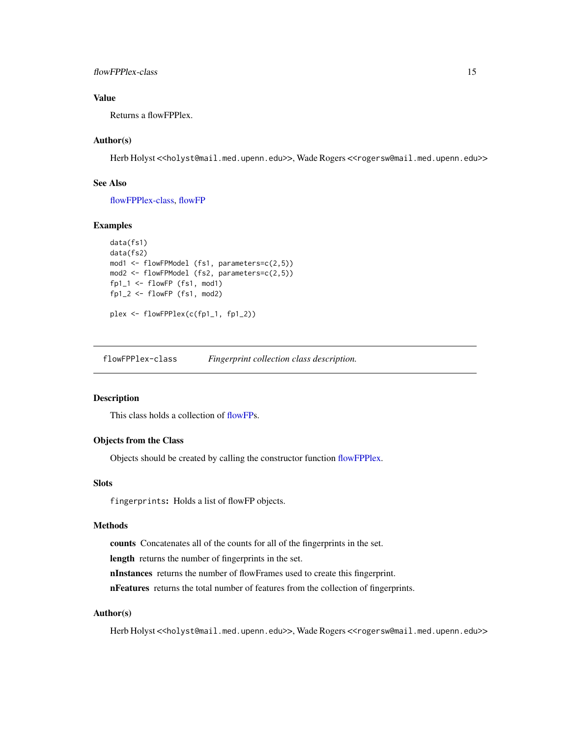### Value

Returns a flowFPPlex.

### Author(s)

Herb Holyst <<holyst@mail.med.upenn.edu>>, Wade Rogers <<rogersw@mail.med.upenn.edu>>

### See Also

flowFPPlex-class, flowFP

### Examples

```
data(fs1)
data(fs2)
mod1 <- flowFPModel (fs1, parameters=c(2,5))
mod2 <- flowFPModel (fs2, parameters=c(2,5))
fp1_1 <- flowFP (fs1, mod1)
fp1_2 <- flowFP (fs1, mod2)

plex <- flowFPPlex(c(fp1_1, fp1_2))
```

---

## flowFPPlex-class — *Fingerprint collection class description.*

---

### Description

This class holds a collection of flowFPs.

### Objects from the Class

Objects should be created by calling the constructor function flowFPPlex.

### Slots

`fingerprints`**:** Holds a list of flowFP objects.

### Methods

**counts** Concatenates all of the counts for all of the fingerprints in the set.

**length** returns the number of fingerprints in the set.

**nInstances** returns the number of flowFrames used to create this fingerprint.

**nFeatures** returns the total number of features from the collection of fingerprints.

### Author(s)

Herb Holyst <<holyst@mail.med.upenn.edu>>, Wade Rogers <<rogersw@mail.med.upenn.edu>>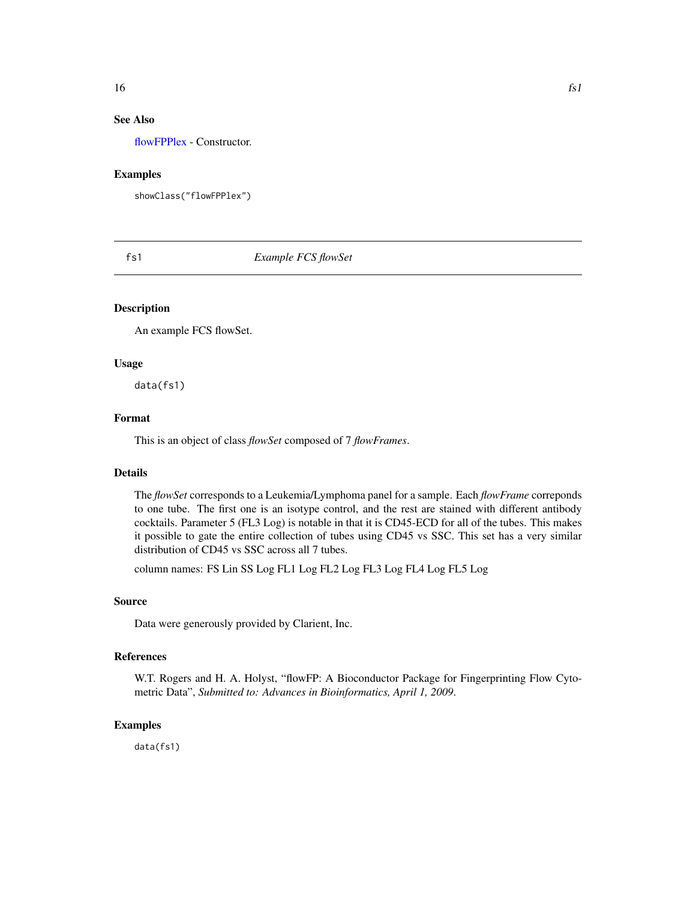### See Also

flowFPPlex - Constructor.

### Examples

```
showClass("flowFPPlex")
```

## fs1 *Example FCS flowSet*

### Description

An example FCS flowSet.

### Usage

```
data(fs1)
```

### Format

This is an object of class *flowSet* composed of 7 *flowFrames*.

### Details

The *flowSet* corresponds to a Leukemia/Lymphoma panel for a sample. Each *flowFrame* correponds to one tube. The first one is an isotype control, and the rest are stained with different antibody cocktails. Parameter 5 (FL3 Log) is notable in that it is CD45-ECD for all of the tubes. This makes it possible to gate the entire collection of tubes using CD45 vs SSC. This set has a very similar distribution of CD45 vs SSC across all 7 tubes.

column names: FS Lin SS Log FL1 Log FL2 Log FL3 Log FL4 Log FL5 Log

### Source

Data were generously provided by Clarient, Inc.

### References

W.T. Rogers and H. A. Holyst, "flowFP: A Bioconductor Package for Fingerprinting Flow Cytometric Data", *Submitted to: Advances in Bioinformatics, April 1, 2009*.

### Examples

```
data(fs1)
```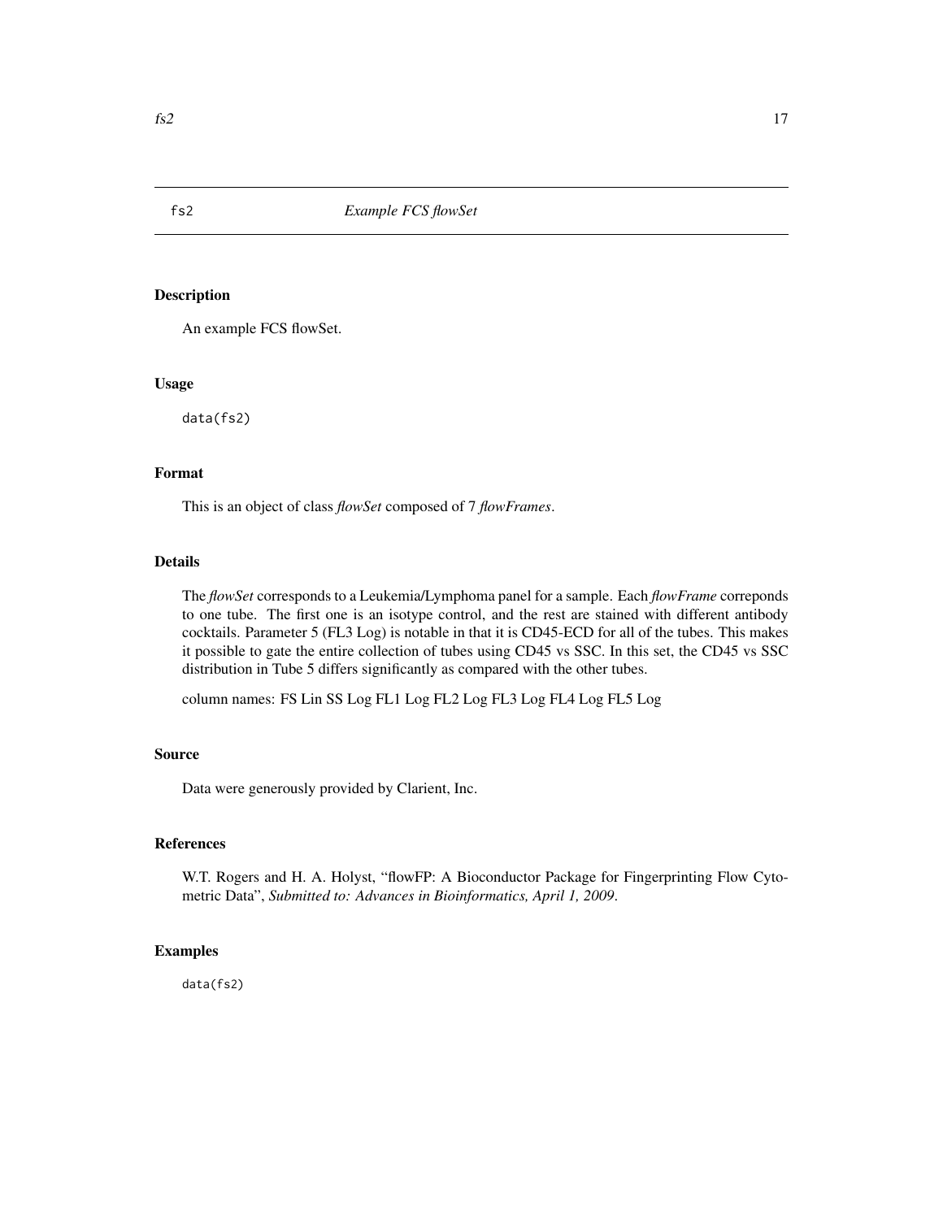fs2 *Example FCS flowSet*

## Description

An example FCS flowSet.

## Usage

```
data(fs2)
```

## Format

This is an object of class *flowSet* composed of 7 *flowFrames*.

## Details

The *flowSet* corresponds to a Leukemia/Lymphoma panel for a sample. Each *flowFrame* correponds to one tube. The first one is an isotype control, and the rest are stained with different antibody cocktails. Parameter 5 (FL3 Log) is notable in that it is CD45-ECD for all of the tubes. This makes it possible to gate the entire collection of tubes using CD45 vs SSC. In this set, the CD45 vs SSC distribution in Tube 5 differs significantly as compared with the other tubes.

column names: FS Lin SS Log FL1 Log FL2 Log FL3 Log FL4 Log FL5 Log

## Source

Data were generously provided by Clarient, Inc.

## References

W.T. Rogers and H. A. Holyst, "flowFP: A Bioconductor Package for Fingerprinting Flow Cytometric Data", *Submitted to: Advances in Bioinformatics, April 1, 2009*.

## Examples

```
data(fs2)
```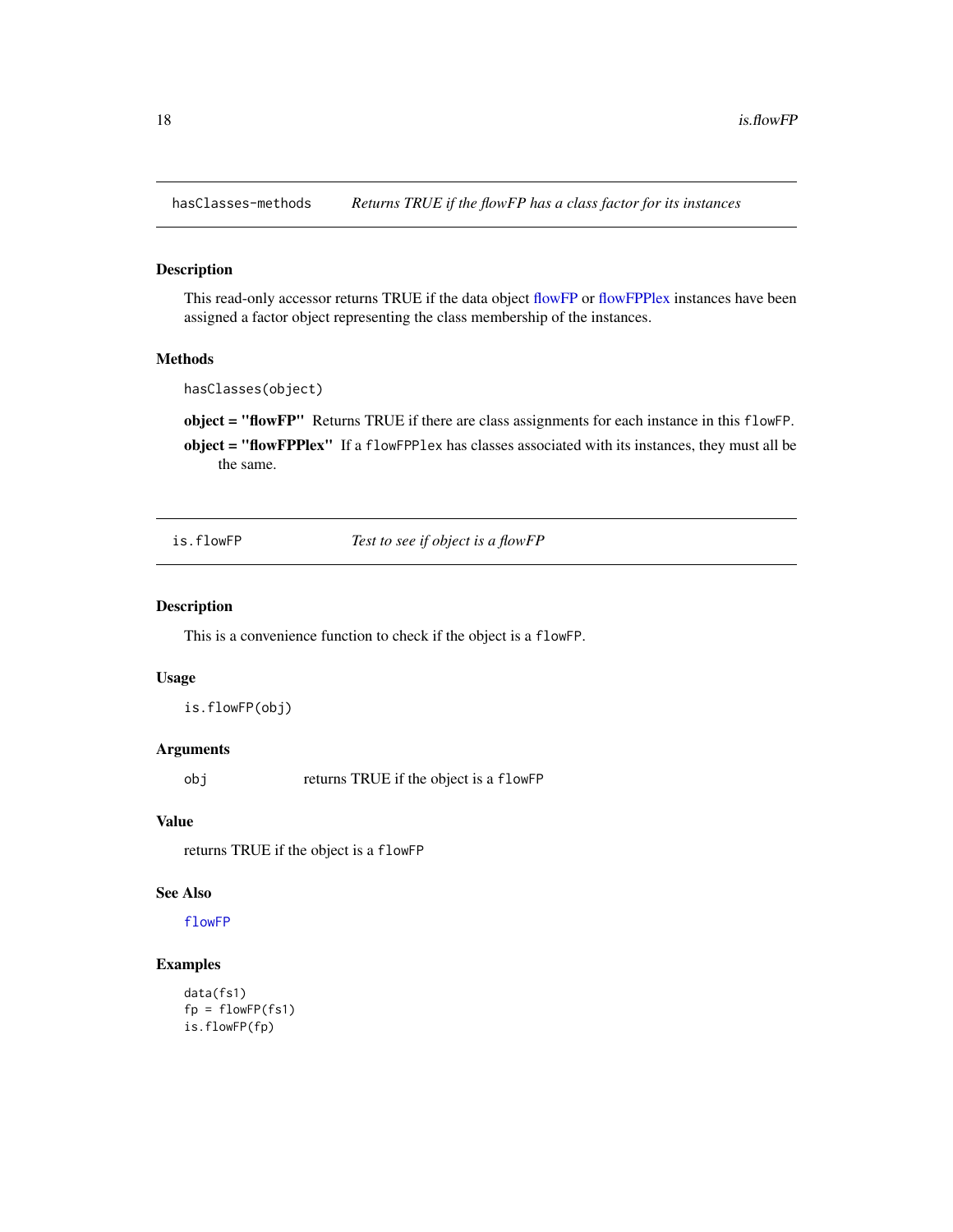## hasClasses-methods *Returns TRUE if the flowFP has a class factor for its instances*

### Description

This read-only accessor returns TRUE if the data object flowFP or flowFPPlex instances have been assigned a factor object representing the class membership of the instances.

### Methods

```
hasClasses(object)
```

**object = "flowFP"** Returns TRUE if there are class assignments for each instance in this `flowFP`.

**object = "flowFPPlex"** If a `flowFPPlex` has classes associated with its instances, they must all be the same.

## is.flowFP *Test to see if object is a flowFP*

### Description

This is a convenience function to check if the object is a `flowFP`.

### Usage

```
is.flowFP(obj)
```

### Arguments

| | |
|---|---|
| obj | returns TRUE if the object is a `flowFP` |

### Value

returns TRUE if the object is a `flowFP`

### See Also

`flowFP`

### Examples

```
data(fs1)
fp = flowFP(fs1)
is.flowFP(fp)
```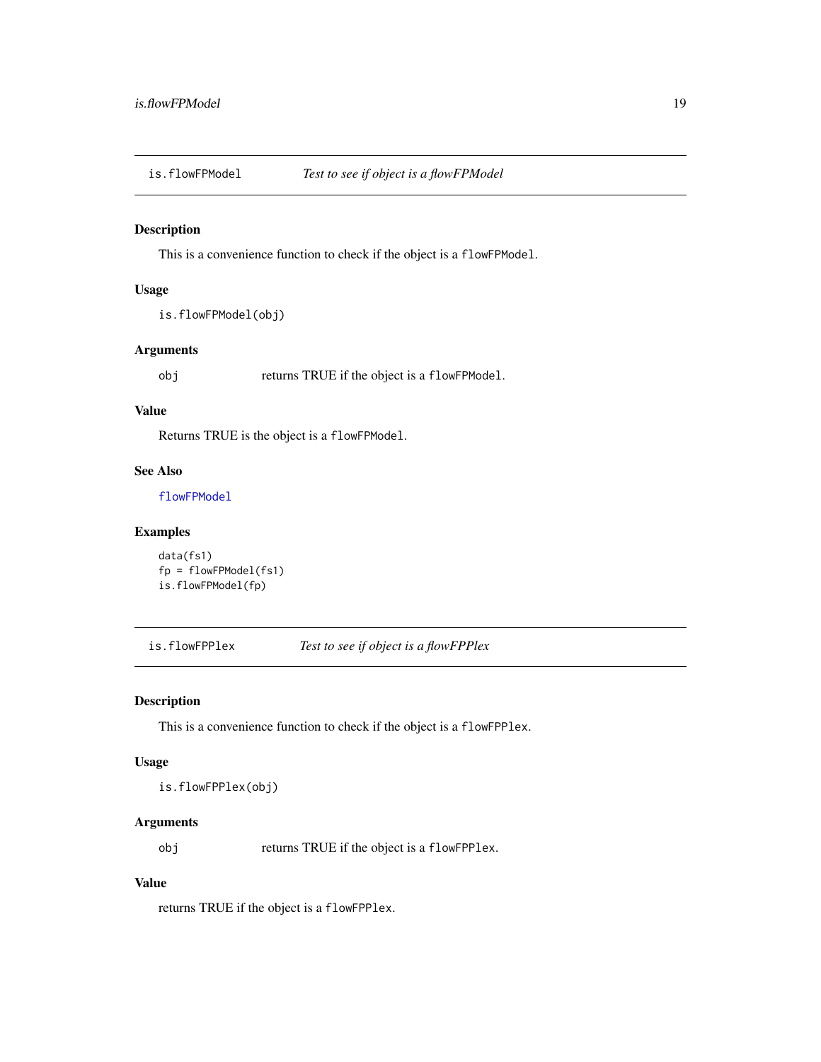## is.flowFPModel — *Test to see if object is a flowFPModel*

### Description

This is a convenience function to check if the object is a `flowFPModel`.

### Usage

```
is.flowFPModel(obj)
```

### Arguments

| | |
|---|---|
| `obj` | returns TRUE if the object is a `flowFPModel`. |

### Value

Returns TRUE is the object is a `flowFPModel`.

### See Also

`flowFPModel`

### Examples

```
data(fs1)
fp = flowFPModel(fs1)
is.flowFPModel(fp)
```

## is.flowFPPlex — *Test to see if object is a flowFPPlex*

### Description

This is a convenience function to check if the object is a `flowFPPlex`.

### Usage

```
is.flowFPPlex(obj)
```

### Arguments

| | |
|---|---|
| `obj` | returns TRUE if the object is a `flowFPPlex`. |

### Value

returns TRUE if the object is a `flowFPPlex`.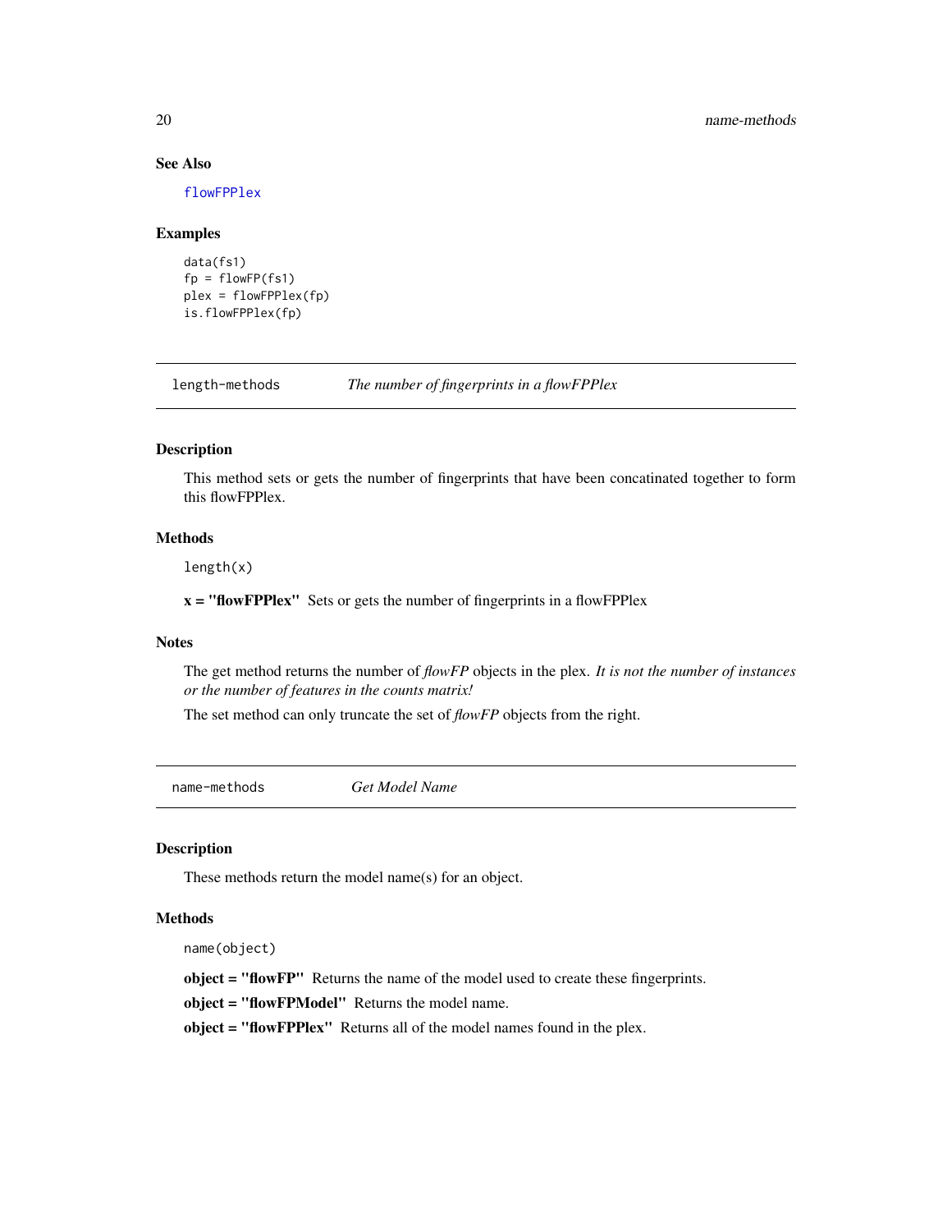### See Also

flowFPPlex

### Examples

```
data(fs1)
fp = flowFP(fs1)
plex = flowFPPlex(fp)
is.flowFPPlex(fp)
```

---

## length-methods — *The number of fingerprints in a flowFPPlex*

### Description

This method sets or gets the number of fingerprints that have been concatinated together to form this flowFPPlex.

### Methods

```
length(x)
```

**x = "flowFPPlex"** Sets or gets the number of fingerprints in a flowFPPlex

### Notes

The get method returns the number of *flowFP* objects in the plex. *It is not the number of instances or the number of features in the counts matrix!*

The set method can only truncate the set of *flowFP* objects from the right.

---

## name-methods — *Get Model Name*

### Description

These methods return the model name(s) for an object.

### Methods

```
name(object)
```

**object = "flowFP"** Returns the name of the model used to create these fingerprints.

**object = "flowFPModel"** Returns the model name.

**object = "flowFPPlex"** Returns all of the model names found in the plex.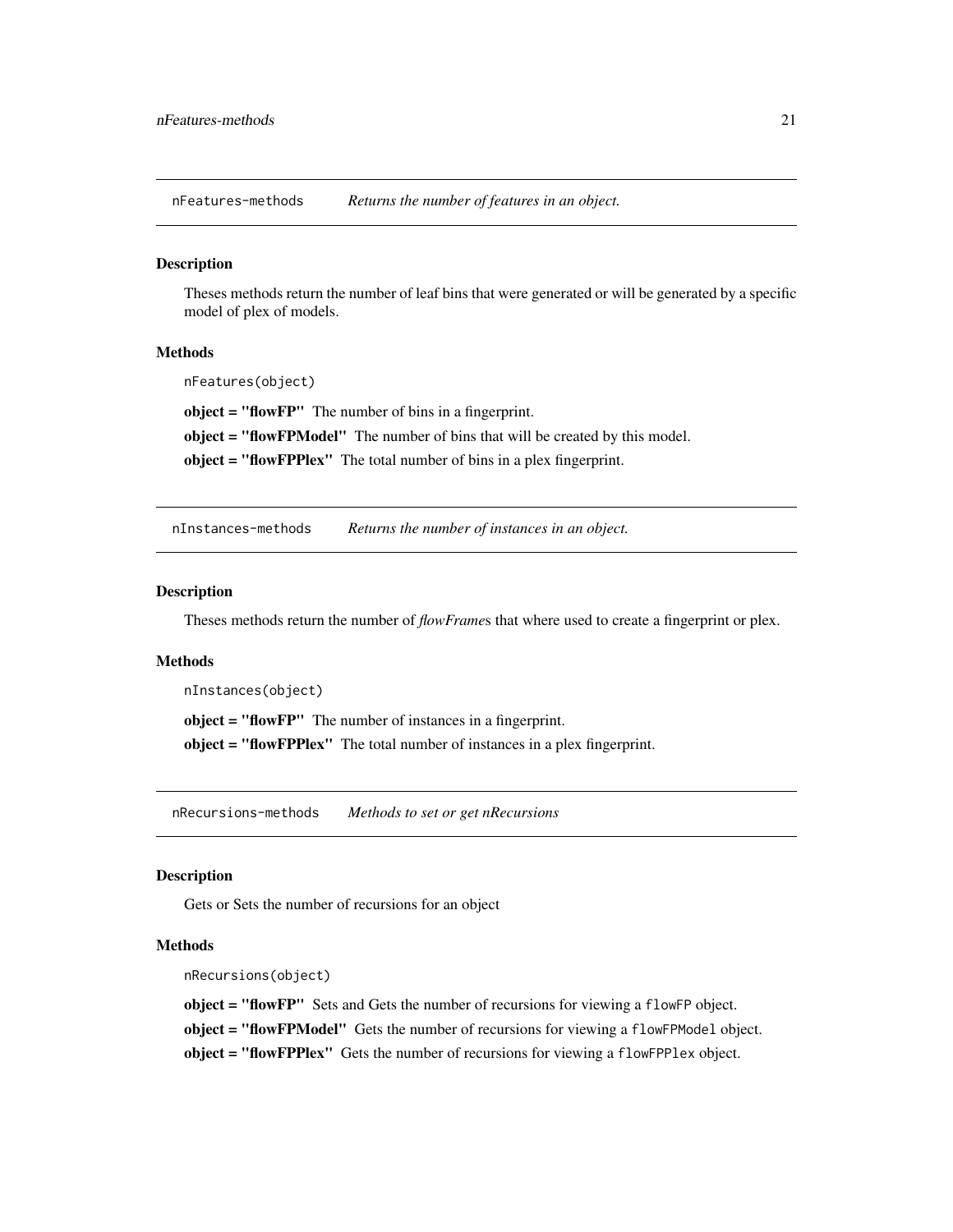## nFeatures-methods *Returns the number of features in an object.*

### Description

Theses methods return the number of leaf bins that were generated or will be generated by a specific model of plex of models.

### Methods

```
nFeatures(object)
```

**object = "flowFP"** The number of bins in a fingerprint.

**object = "flowFPModel"** The number of bins that will be created by this model.

**object = "flowFPPlex"** The total number of bins in a plex fingerprint.

## nInstances-methods *Returns the number of instances in an object.*

### Description

Theses methods return the number of *flowFrame*s that where used to create a fingerprint or plex.

### Methods

```
nInstances(object)
```

**object = "flowFP"** The number of instances in a fingerprint.

**object = "flowFPPlex"** The total number of instances in a plex fingerprint.

## nRecursions-methods *Methods to set or get nRecursions*

### Description

Gets or Sets the number of recursions for an object

### Methods

```
nRecursions(object)
```

**object = "flowFP"** Sets and Gets the number of recursions for viewing a `flowFP` object.

**object = "flowFPModel"** Gets the number of recursions for viewing a `flowFPModel` object.

**object = "flowFPPlex"** Gets the number of recursions for viewing a `flowFPPlex` object.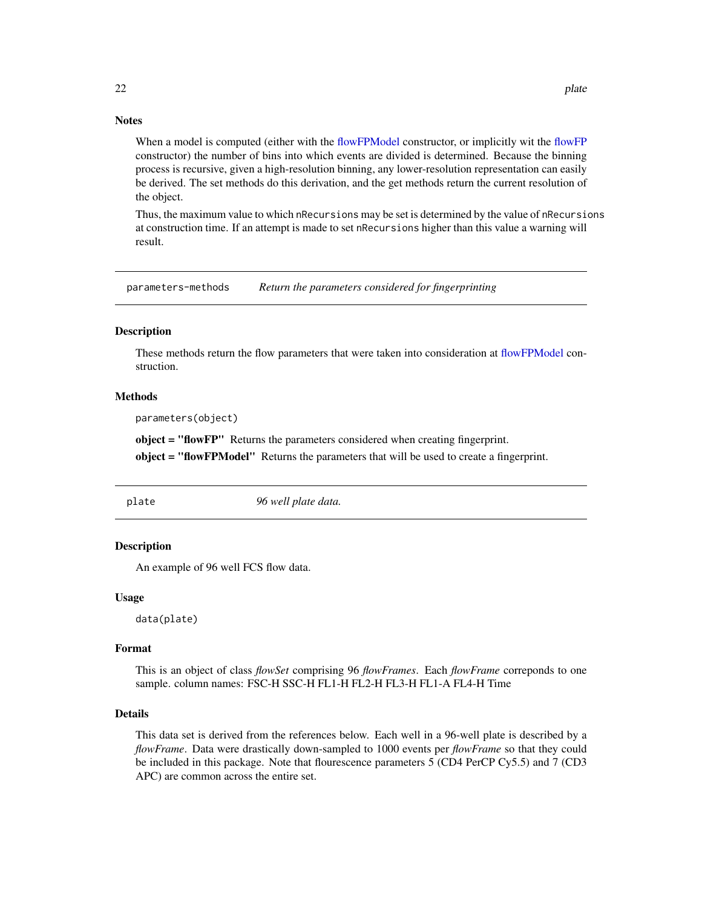## Notes

When a model is computed (either with the flowFPModel constructor, or implicitly wit the flowFP constructor) the number of bins into which events are divided is determined. Because the binning process is recursive, given a high-resolution binning, any lower-resolution representation can easily be derived. The set methods do this derivation, and the get methods return the current resolution of the object.

Thus, the maximum value to which `nRecursions` may be set is determined by the value of `nRecursions` at construction time. If an attempt is made to set `nRecursions` higher than this value a warning will result.

---

# parameters-methods — *Return the parameters considered for fingerprinting*

## Description

These methods return the flow parameters that were taken into consideration at flowFPModel construction.

## Methods

```
parameters(object)
```

**object = "flowFP"** Returns the parameters considered when creating fingerprint.

**object = "flowFPModel"** Returns the parameters that will be used to create a fingerprint.

---

# plate — *96 well plate data.*

## Description

An example of 96 well FCS flow data.

## Usage

```
data(plate)
```

## Format

This is an object of class *flowSet* comprising 96 *flowFrames*. Each *flowFrame* correponds to one sample. column names: FSC-H SSC-H FL1-H FL2-H FL3-H FL1-A FL4-H Time

## Details

This data set is derived from the references below. Each well in a 96-well plate is described by a *flowFrame*. Data were drastically down-sampled to 1000 events per *flowFrame* so that they could be included in this package. Note that flourescence parameters 5 (CD4 PerCP Cy5.5) and 7 (CD3 APC) are common across the entire set.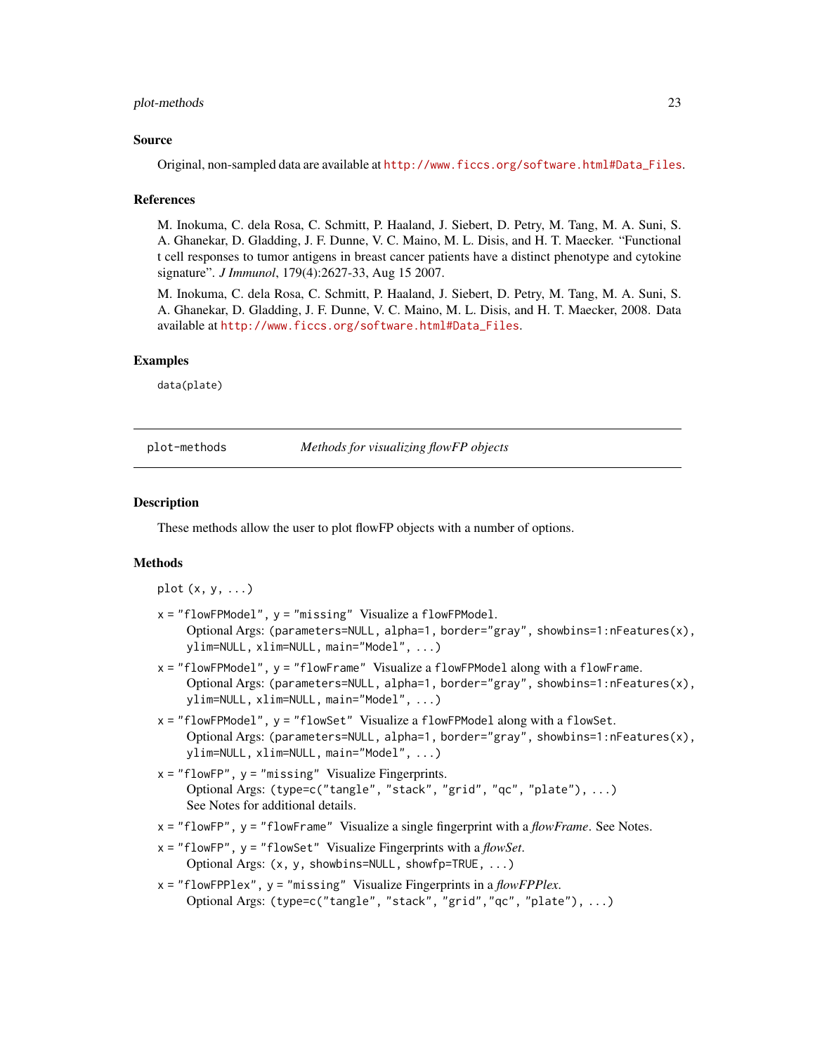## Source

Original, non-sampled data are available at http://www.ficcs.org/software.html#Data_Files.

## References

M. Inokuma, C. dela Rosa, C. Schmitt, P. Haaland, J. Siebert, D. Petry, M. Tang, M. A. Suni, S. A. Ghanekar, D. Gladding, J. F. Dunne, V. C. Maino, M. L. Disis, and H. T. Maecker. "Functional t cell responses to tumor antigens in breast cancer patients have a distinct phenotype and cytokine signature". *J Immunol*, 179(4):2627-33, Aug 15 2007.

M. Inokuma, C. dela Rosa, C. Schmitt, P. Haaland, J. Siebert, D. Petry, M. Tang, M. A. Suni, S. A. Ghanekar, D. Gladding, J. F. Dunne, V. C. Maino, M. L. Disis, and H. T. Maecker, 2008. Data available at http://www.ficcs.org/software.html#Data_Files.

## Examples

```
data(plate)
```

---

`plot-methods` *Methods for visualizing flowFP objects*

---

## Description

These methods allow the user to plot flowFP objects with a number of options.

## Methods

`plot (x, y, ...)`

- `x = "flowFPModel", y = "missing"` Visualize a `flowFPModel`.
  Optional Args: `(parameters=NULL, alpha=1, border="gray", showbins=1:nFeatures(x), ylim=NULL, xlim=NULL, main="Model", ...)`
- `x = "flowFPModel", y = "flowFrame"` Visualize a `flowFPModel` along with a `flowFrame`.
  Optional Args: `(parameters=NULL, alpha=1, border="gray", showbins=1:nFeatures(x), ylim=NULL, xlim=NULL, main="Model", ...)`
- `x = "flowFPModel", y = "flowSet"` Visualize a `flowFPModel` along with a `flowSet`.
  Optional Args: `(parameters=NULL, alpha=1, border="gray", showbins=1:nFeatures(x), ylim=NULL, xlim=NULL, main="Model", ...)`
- `x = "flowFP", y = "missing"` Visualize Fingerprints.
  Optional Args: `(type=c("tangle", "stack", "grid", "qc", "plate"), ...)`
  See Notes for additional details.
- `x = "flowFP", y = "flowFrame"` Visualize a single fingerprint with a *flowFrame*. See Notes.
- `x = "flowFP", y = "flowSet"` Visualize Fingerprints with a *flowSet*.
  Optional Args: `(x, y, showbins=NULL, showfp=TRUE, ...)`
- `x = "flowFPPlex", y = "missing"` Visualize Fingerprints in a *flowFPPlex*.
  Optional Args: `(type=c("tangle", "stack", "grid","qc", "plate"), ...)`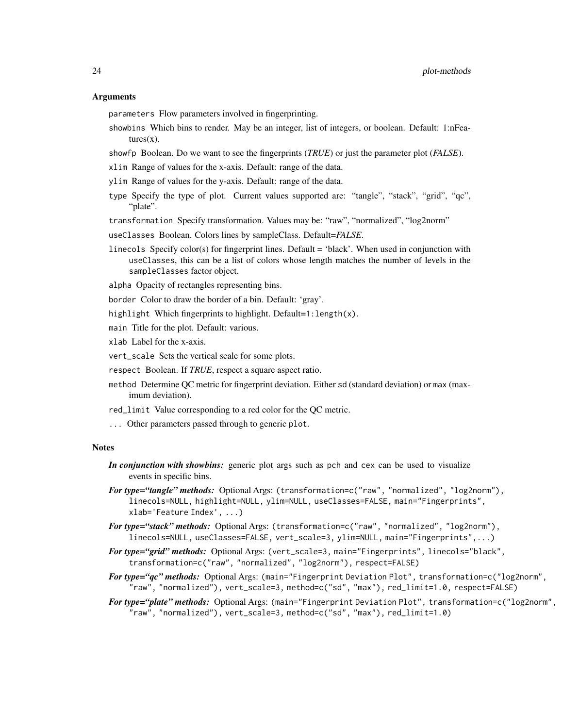### Arguments

`parameters` Flow parameters involved in fingerprinting.

`showbins` Which bins to render. May be an integer, list of integers, or boolean. Default: 1:nFeatures(x).

`showfp` Boolean. Do we want to see the fingerprints (*TRUE*) or just the parameter plot (*FALSE*).

`xlim` Range of values for the x-axis. Default: range of the data.

`ylim` Range of values for the y-axis. Default: range of the data.

`type` Specify the type of plot. Current values supported are: "tangle", "stack", "grid", "qc", "plate".

`transformation` Specify transformation. Values may be: "raw", "normalized", "log2norm"

`useClasses` Boolean. Colors lines by sampleClass. Default=*FALSE*.

`linecols` Specify color(s) for fingerprint lines. Default = 'black'. When used in conjunction with `useClasses`, this can be a list of colors whose length matches the number of levels in the `sampleClasses` factor object.

`alpha` Opacity of rectangles representing bins.

`border` Color to draw the border of a bin. Default: 'gray'.

`highlight` Which fingerprints to highlight. Default=`1:length(x)`.

`main` Title for the plot. Default: various.

`xlab` Label for the x-axis.

`vert_scale` Sets the vertical scale for some plots.

`respect` Boolean. If *TRUE*, respect a square aspect ratio.

`method` Determine QC metric for fingerprint deviation. Either `sd` (standard deviation) or `max` (maximum deviation).

`red_limit` Value corresponding to a red color for the QC metric.

`...` Other parameters passed through to generic `plot`.

### Notes

***In conjunction with showbins:*** generic plot args such as `pch` and `cex` can be used to visualize events in specific bins.

***For type="tangle" methods:*** Optional Args: `(transformation=c("raw", "normalized", "log2norm"), linecols=NULL, highlight=NULL, ylim=NULL, useClasses=FALSE, main="Fingerprints", xlab='Feature Index', ...)`

***For type="stack" methods:*** Optional Args: `(transformation=c("raw", "normalized", "log2norm"), linecols=NULL, useClasses=FALSE, vert_scale=3, ylim=NULL, main="Fingerprints",...)`

***For type="grid" methods:*** Optional Args: `(vert_scale=3, main="Fingerprints", linecols="black", transformation=c("raw", "normalized", "log2norm"), respect=FALSE)`

***For type="qc" methods:*** Optional Args: `(main="Fingerprint Deviation Plot", transformation=c("log2norm", "raw", "normalized"), vert_scale=3, method=c("sd", "max"), red_limit=1.0, respect=FALSE)`

***For type="plate" methods:*** Optional Args: `(main="Fingerprint Deviation Plot", transformation=c("log2norm", "raw", "normalized"), vert_scale=3, method=c("sd", "max"), red_limit=1.0)`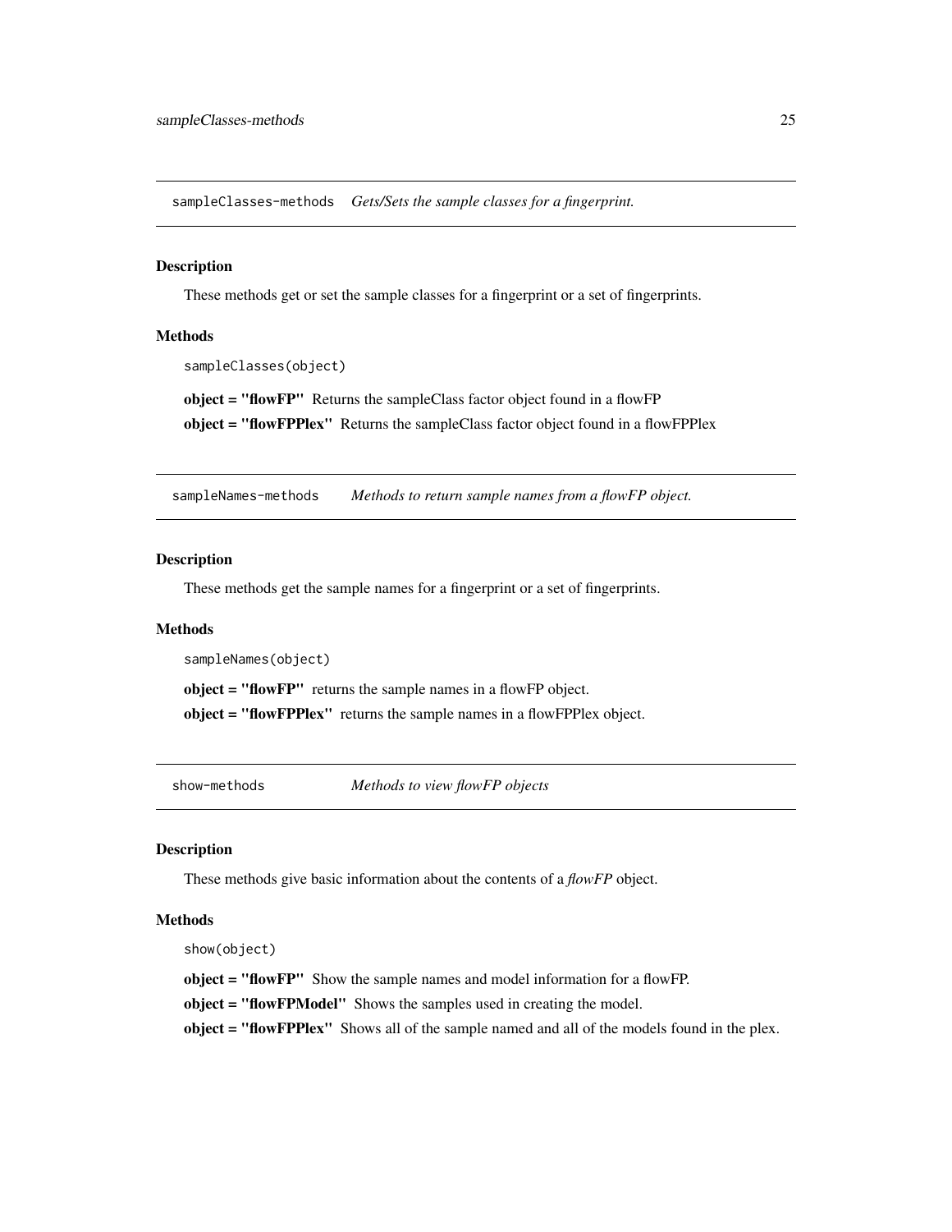## sampleClasses-methods *Gets/Sets the sample classes for a fingerprint.*

### Description

These methods get or set the sample classes for a fingerprint or a set of fingerprints.

### Methods

```
sampleClasses(object)
```

**object = "flowFP"** Returns the sampleClass factor object found in a flowFP

**object = "flowFPPlex"** Returns the sampleClass factor object found in a flowFPPlex

## sampleNames-methods *Methods to return sample names from a flowFP object.*

### Description

These methods get the sample names for a fingerprint or a set of fingerprints.

### Methods

```
sampleNames(object)
```

**object = "flowFP"** returns the sample names in a flowFP object.

**object = "flowFPPlex"** returns the sample names in a flowFPPlex object.

## show-methods *Methods to view flowFP objects*

### Description

These methods give basic information about the contents of a *flowFP* object.

### Methods

```
show(object)
```

**object = "flowFP"** Show the sample names and model information for a flowFP.

**object = "flowFPModel"** Shows the samples used in creating the model.

**object = "flowFPPlex"** Shows all of the sample named and all of the models found in the plex.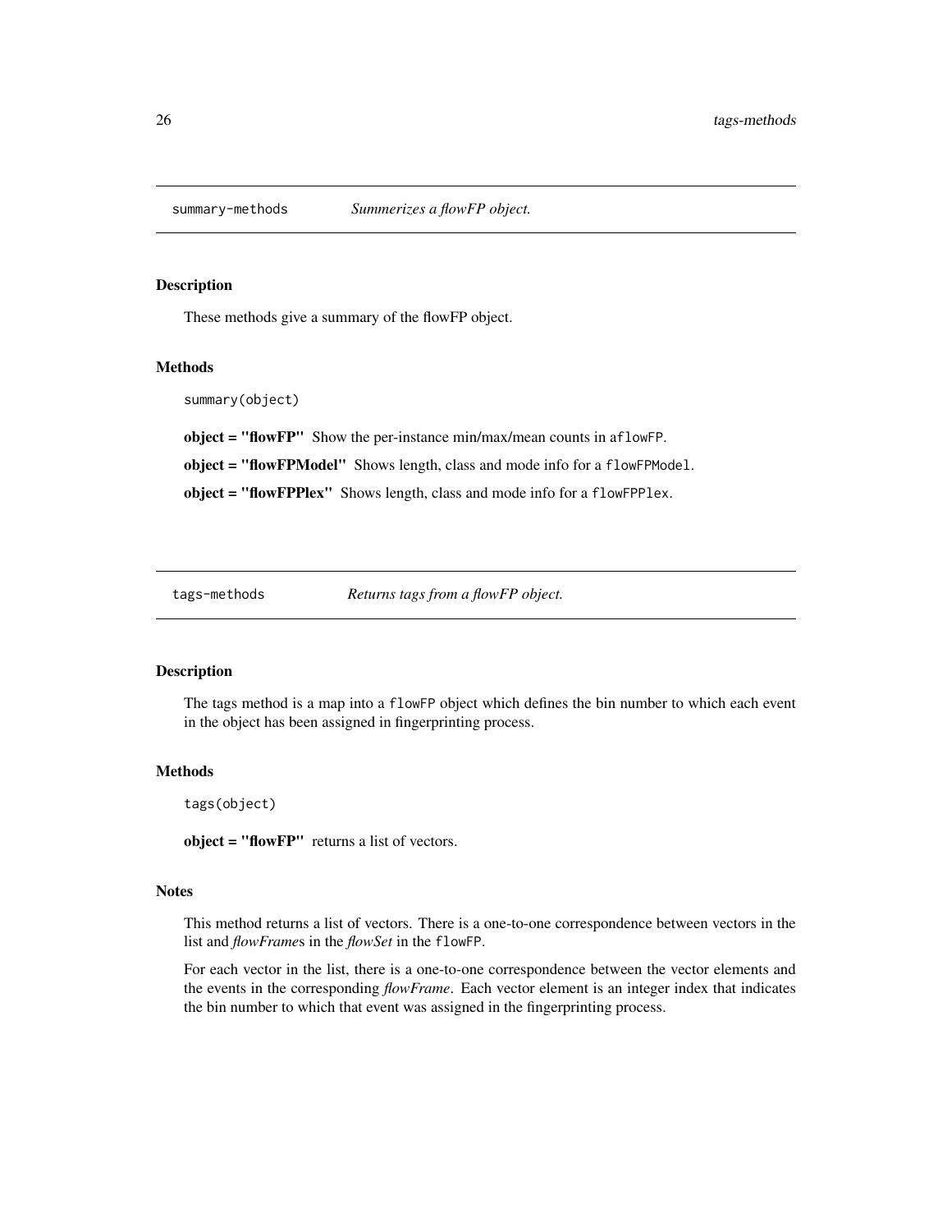## summary-methods *Summerizes a flowFP object.*

### Description

These methods give a summary of the flowFP object.

### Methods

```
summary(object)
```

**object = "flowFP"** Show the per-instance min/max/mean counts in aflowFP.

**object = "flowFPModel"** Shows length, class and mode info for a `flowFPModel`.

**object = "flowFPPlex"** Shows length, class and mode info for a `flowFPPlex`.

## tags-methods *Returns tags from a flowFP object.*

### Description

The tags method is a map into a `flowFP` object which defines the bin number to which each event in the object has been assigned in fingerprinting process.

### Methods

```
tags(object)
```

**object = "flowFP"** returns a list of vectors.

### Notes

This method returns a list of vectors. There is a one-to-one correspondence between vectors in the list and *flowFrame*s in the *flowSet* in the `flowFP`.

For each vector in the list, there is a one-to-one correspondence between the vector elements and the events in the corresponding *flowFrame*. Each vector element is an integer index that indicates the bin number to which that event was assigned in the fingerprinting process.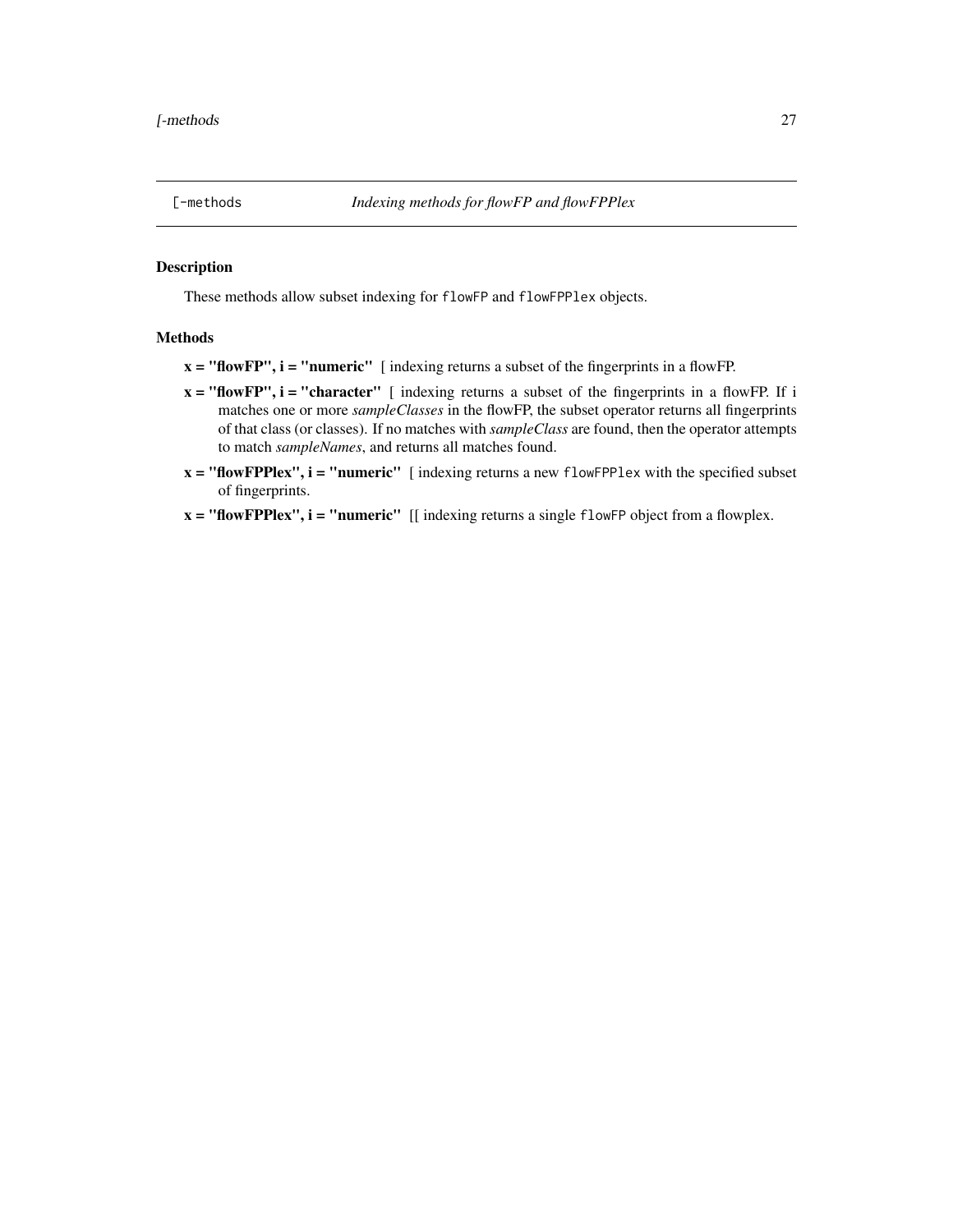`[-methods` *Indexing methods for flowFP and flowFPPlex*

## Description

These methods allow subset indexing for `flowFP` and `flowFPPlex` objects.

## Methods

**x = "flowFP", i = "numeric"** [ indexing returns a subset of the fingerprints in a flowFP.

**x = "flowFP", i = "character"** [ indexing returns a subset of the fingerprints in a flowFP. If i matches one or more *sampleClasses* in the flowFP, the subset operator returns all fingerprints of that class (or classes). If no matches with *sampleClass* are found, then the operator attempts to match *sampleNames*, and returns all matches found.

**x = "flowFPPlex", i = "numeric"** [ indexing returns a new `flowFPPlex` with the specified subset of fingerprints.

**x = "flowFPPlex", i = "numeric"** [[ indexing returns a single `flowFP` object from a flowplex.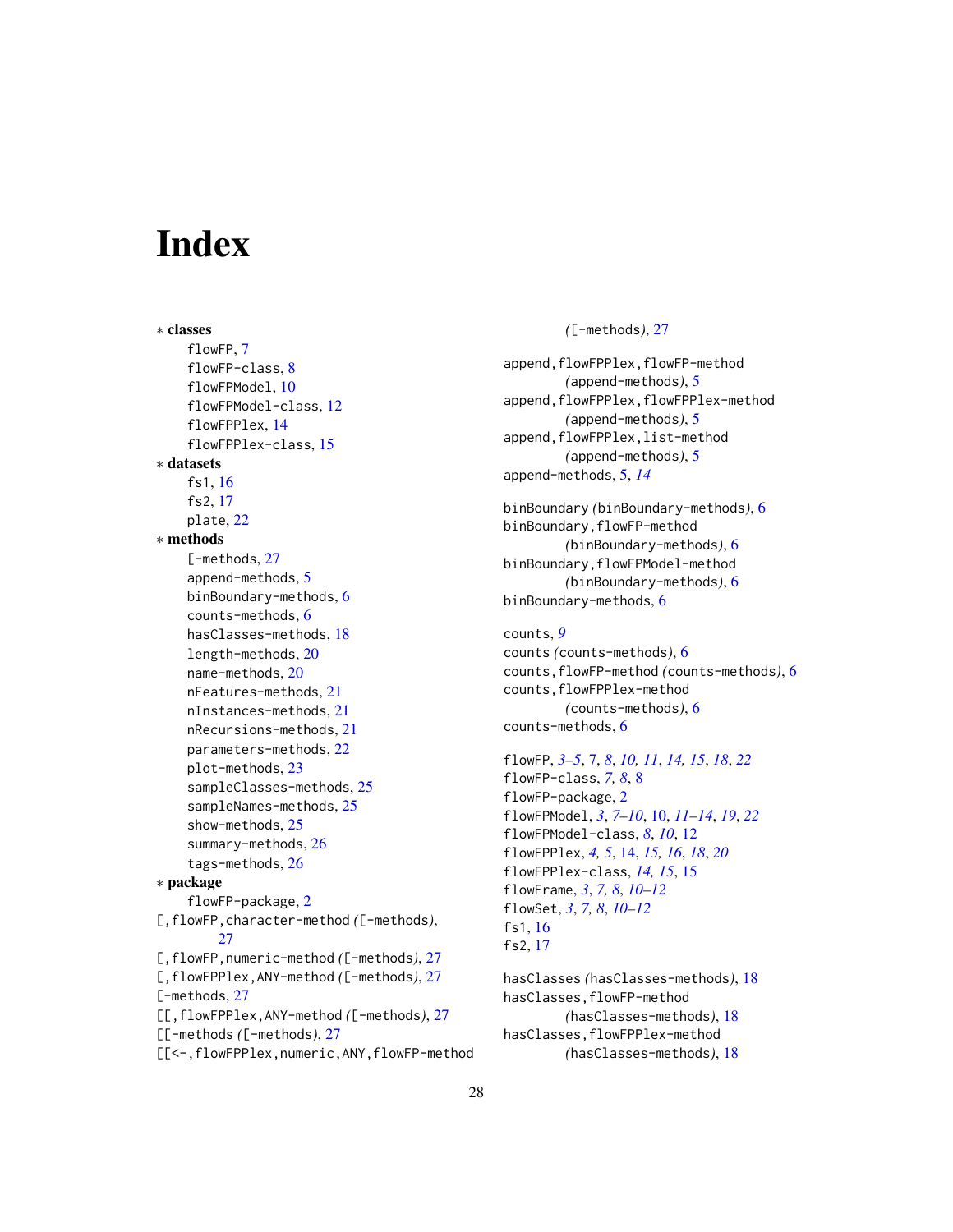# Index

∗ **classes**
  flowFP, 7
  flowFP-class, 8
  flowFPModel, 10
  flowFPModel-class, 12
  flowFPPlex, 14
  flowFPPlex-class, 15
∗ **datasets**
  fs1, 16
  fs2, 17
  plate, 22
∗ **methods**
  [-methods, 27
  append-methods, 5
  binBoundary-methods, 6
  counts-methods, 6
  hasClasses-methods, 18
  length-methods, 20
  name-methods, 20
  nFeatures-methods, 21
  nInstances-methods, 21
  nRecursions-methods, 21
  parameters-methods, 22
  plot-methods, 23
  sampleClasses-methods, 25
  sampleNames-methods, 25
  show-methods, 25
  summary-methods, 26
  tags-methods, 26
∗ **package**
  flowFP-package, 2
[,flowFP,character-method *([-methods)*, 27
[,flowFP,numeric-method *([-methods)*, 27
[,flowFPPlex,ANY-method *([-methods)*, 27
[-methods, 27
[[,flowFPPlex,ANY-method *([-methods)*, 27
[[-methods *([-methods)*, 27
[[<-,flowFPPlex,numeric,ANY,flowFP-method *([-methods)*, 27

append,flowFPPlex,flowFP-method *(append-methods)*, 5
append,flowFPPlex,flowFPPlex-method *(append-methods)*, 5
append,flowFPPlex,list-method *(append-methods)*, 5
append-methods, 5, *14*

binBoundary *(binBoundary-methods)*, 6
binBoundary,flowFP-method *(binBoundary-methods)*, 6
binBoundary,flowFPModel-method *(binBoundary-methods)*, 6
binBoundary-methods, 6

counts, *9*
counts *(counts-methods)*, 6
counts,flowFP-method *(counts-methods)*, 6
counts,flowFPPlex-method *(counts-methods)*, 6
counts-methods, 6

flowFP, *3–5*, 7, *8*, *10, 11*, *14, 15*, *18*, *22*
flowFP-class, *7, 8*, 8
flowFP-package, 2
flowFPModel, *3*, *7–10*, 10, *11–14*, *19*, *22*
flowFPModel-class, *8*, *10*, 12
flowFPPlex, *4, 5*, 14, *15, 16*, *18*, *20*
flowFPPlex-class, *14, 15*, 15
flowFrame, *3*, *7, 8*, *10–12*
flowSet, *3*, *7, 8*, *10–12*
fs1, 16
fs2, 17

hasClasses *(hasClasses-methods)*, 18
hasClasses,flowFP-method *(hasClasses-methods)*, 18
hasClasses,flowFPPlex-method *(hasClasses-methods)*, 18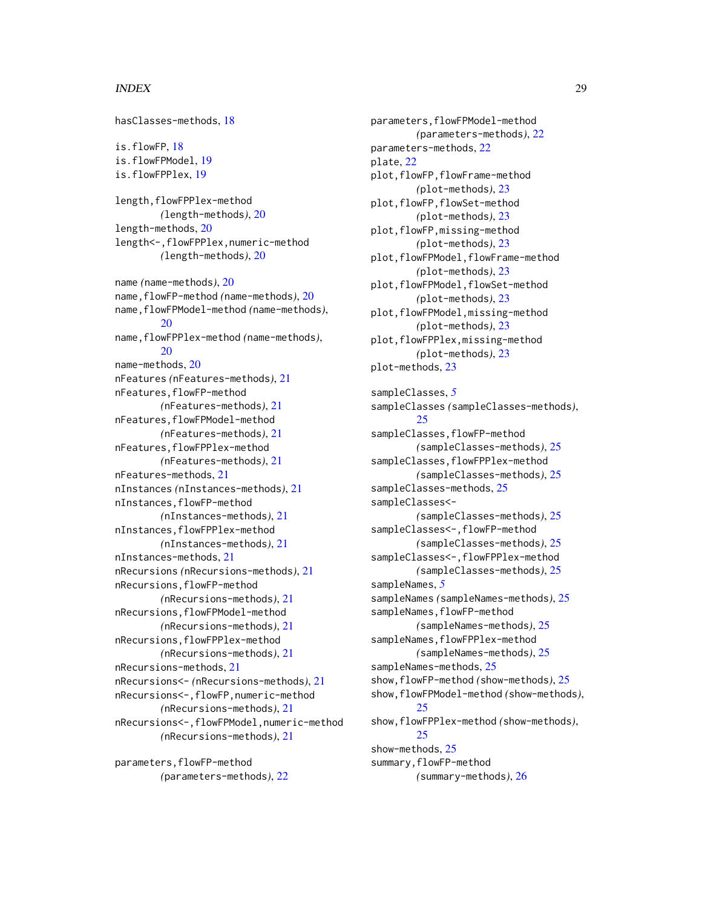hasClasses-methods, 18

is.flowFP, 18
is.flowFPModel, 19
is.flowFPPlex, 19

length,flowFPPlex-method
    *(*length-methods*)*, 20
length-methods, 20
length<-,flowFPPlex,numeric-method
    *(*length-methods*)*, 20

name *(*name-methods*)*, 20
name,flowFP-method *(*name-methods*)*, 20
name,flowFPModel-method *(*name-methods*)*, 20
name,flowFPPlex-method *(*name-methods*)*, 20
name-methods, 20
nFeatures *(*nFeatures-methods*)*, 21
nFeatures,flowFP-method
    *(*nFeatures-methods*)*, 21
nFeatures,flowFPModel-method
    *(*nFeatures-methods*)*, 21
nFeatures,flowFPPlex-method
    *(*nFeatures-methods*)*, 21
nFeatures-methods, 21
nInstances *(*nInstances-methods*)*, 21
nInstances,flowFP-method
    *(*nInstances-methods*)*, 21
nInstances,flowFPPlex-method
    *(*nInstances-methods*)*, 21
nInstances-methods, 21
nRecursions *(*nRecursions-methods*)*, 21
nRecursions,flowFP-method
    *(*nRecursions-methods*)*, 21
nRecursions,flowFPModel-method
    *(*nRecursions-methods*)*, 21
nRecursions,flowFPPlex-method
    *(*nRecursions-methods*)*, 21
nRecursions-methods, 21
nRecursions<- *(*nRecursions-methods*)*, 21
nRecursions<-,flowFP,numeric-method
    *(*nRecursions-methods*)*, 21
nRecursions<-,flowFPModel,numeric-method
    *(*nRecursions-methods*)*, 21

parameters,flowFP-method
    *(*parameters-methods*)*, 22
parameters,flowFPModel-method
    *(*parameters-methods*)*, 22
parameters-methods, 22
plate, 22
plot,flowFP,flowFrame-method
    *(*plot-methods*)*, 23
plot,flowFP,flowSet-method
    *(*plot-methods*)*, 23
plot,flowFP,missing-method
    *(*plot-methods*)*, 23
plot,flowFPModel,flowFrame-method
    *(*plot-methods*)*, 23
plot,flowFPModel,flowSet-method
    *(*plot-methods*)*, 23
plot,flowFPModel,missing-method
    *(*plot-methods*)*, 23
plot,flowFPPlex,missing-method
    *(*plot-methods*)*, 23
plot-methods, 23

sampleClasses, *5*
sampleClasses *(*sampleClasses-methods*)*, 25
sampleClasses,flowFP-method
    *(*sampleClasses-methods*)*, 25
sampleClasses,flowFPPlex-method
    *(*sampleClasses-methods*)*, 25
sampleClasses-methods, 25
sampleClasses<-
    *(*sampleClasses-methods*)*, 25
sampleClasses<-,flowFP-method
    *(*sampleClasses-methods*)*, 25
sampleClasses<-,flowFPPlex-method
    *(*sampleClasses-methods*)*, 25
sampleNames, *5*
sampleNames *(*sampleNames-methods*)*, 25
sampleNames,flowFP-method
    *(*sampleNames-methods*)*, 25
sampleNames,flowFPPlex-method
    *(*sampleNames-methods*)*, 25
sampleNames-methods, 25
show,flowFP-method *(*show-methods*)*, 25
show,flowFPModel-method *(*show-methods*)*, 25
show,flowFPPlex-method *(*show-methods*)*, 25
show-methods, 25
summary,flowFP-method
    *(*summary-methods*)*, 26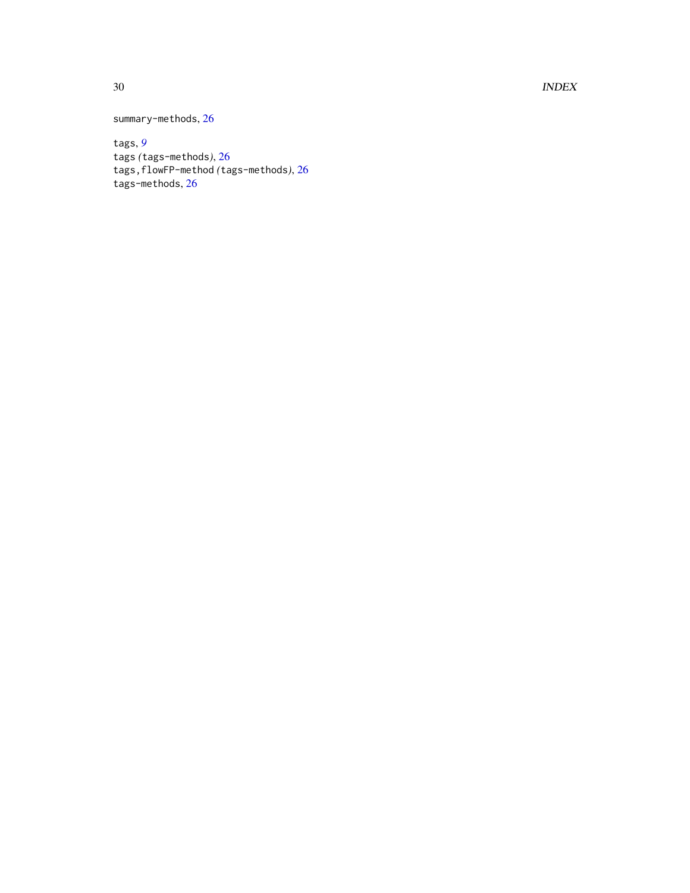summary-methods, 26

tags, *9*
tags (tags-methods), 26
tags,flowFP-method (tags-methods), 26
tags-methods, 26